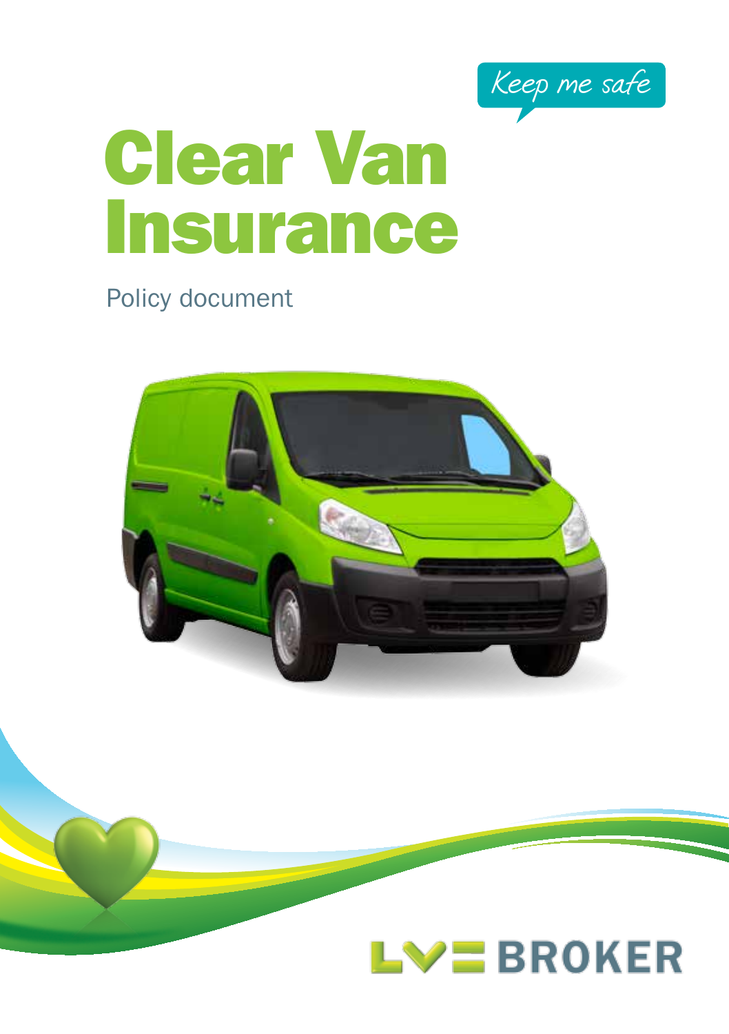Keep me safe

# Clear Van Insurance

Policy document

LV= BROKER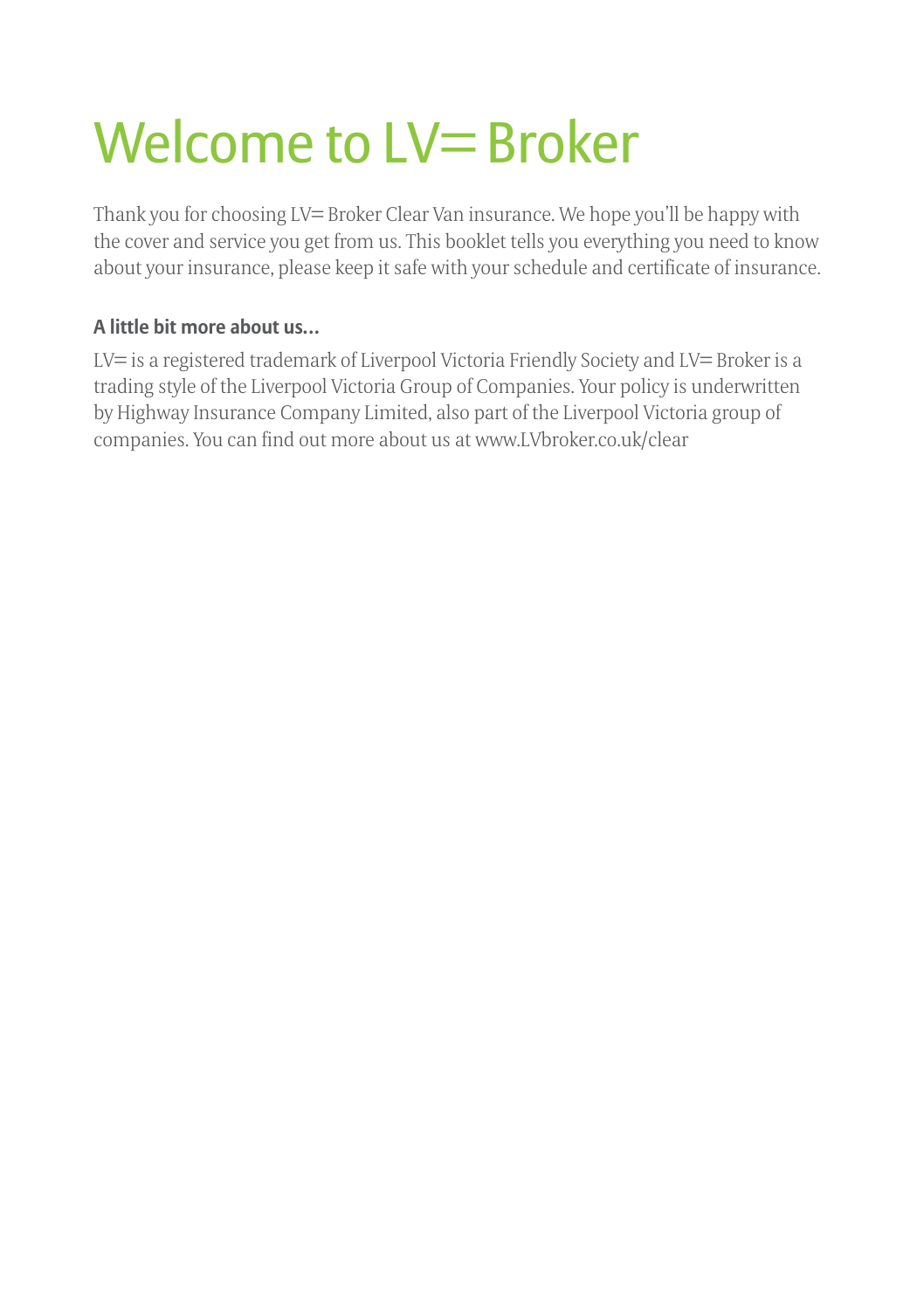# Welcome to LV= Broker

Thank you for choosing LV= Broker Clear Van insurance. We hope you'll be happy with the cover and service you get from us. This booklet tells you everything you need to know about your insurance, please keep it safe with your schedule and certificate of insurance.

**A little bit more about us...**

LV= is a registered trademark of Liverpool Victoria Friendly Society and LV= Broker is a trading style of the Liverpool Victoria Group of Companies. Your policy is underwritten by Highway Insurance Company Limited, also part of the Liverpool Victoria group of companies. You can find out more about us at www.LVbroker.co.uk/clear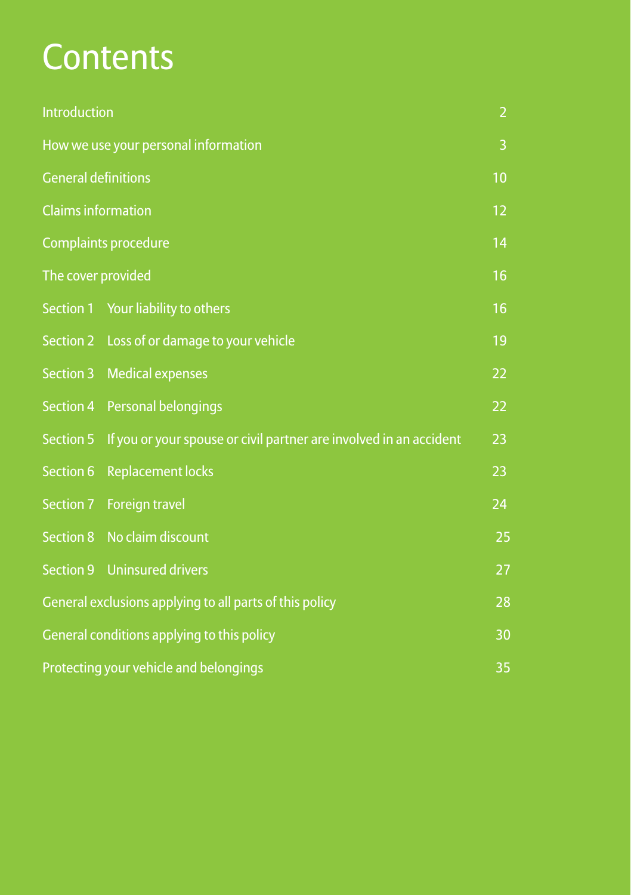# Contents

| | |
|---|---|
| Introduction | 2 |
| How we use your personal information | 3 |
| General definitions | 10 |
| Claims information | 12 |
| Complaints procedure | 14 |
| The cover provided | 16 |
| Section 1 Your liability to others | 16 |
| Section 2 Loss of or damage to your vehicle | 19 |
| Section 3 Medical expenses | 22 |
| Section 4 Personal belongings | 22 |
| Section 5 If you or your spouse or civil partner are involved in an accident | 23 |
| Section 6 Replacement locks | 23 |
| Section 7 Foreign travel | 24 |
| Section 8 No claim discount | 25 |
| Section 9 Uninsured drivers | 27 |
| General exclusions applying to all parts of this policy | 28 |
| General conditions applying to this policy | 30 |
| Protecting your vehicle and belongings | 35 |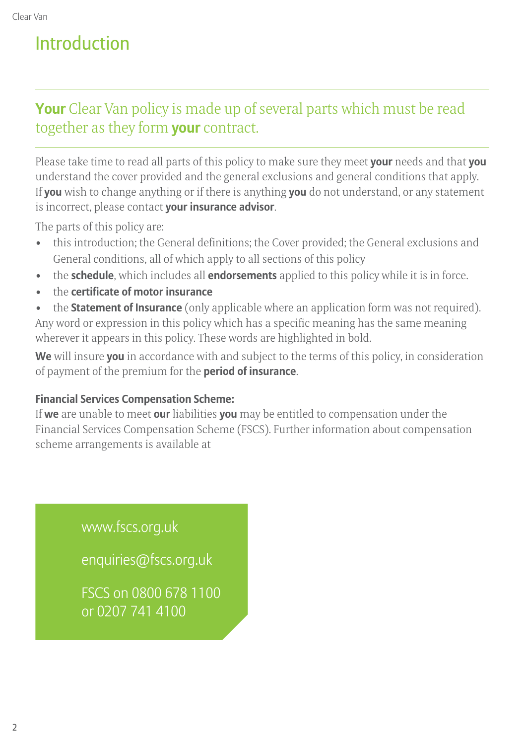# Introduction

## **Your** Clear Van policy is made up of several parts which must be read together as they form **your** contract.

Please take time to read all parts of this policy to make sure they meet **your** needs and that **you** understand the cover provided and the general exclusions and general conditions that apply. If **you** wish to change anything or if there is anything **you** do not understand, or any statement is incorrect, please contact **your insurance advisor**.

The parts of this policy are:

- this introduction; the General definitions; the Cover provided; the General exclusions and General conditions, all of which apply to all sections of this policy
- the **schedule**, which includes all **endorsements** applied to this policy while it is in force.
- the **certificate of motor insurance**
- the **Statement of Insurance** (only applicable where an application form was not required).

Any word or expression in this policy which has a specific meaning has the same meaning wherever it appears in this policy. These words are highlighted in bold.

**We** will insure **you** in accordance with and subject to the terms of this policy, in consideration of payment of the premium for the **period of insurance**.

**Financial Services Compensation Scheme:**
If **we** are unable to meet **our** liabilities **you** may be entitled to compensation under the Financial Services Compensation Scheme (FSCS). Further information about compensation scheme arrangements is available at

www.fscs.org.uk

enquiries@fscs.org.uk

FSCS on 0800 678 1100
or 0207 741 4100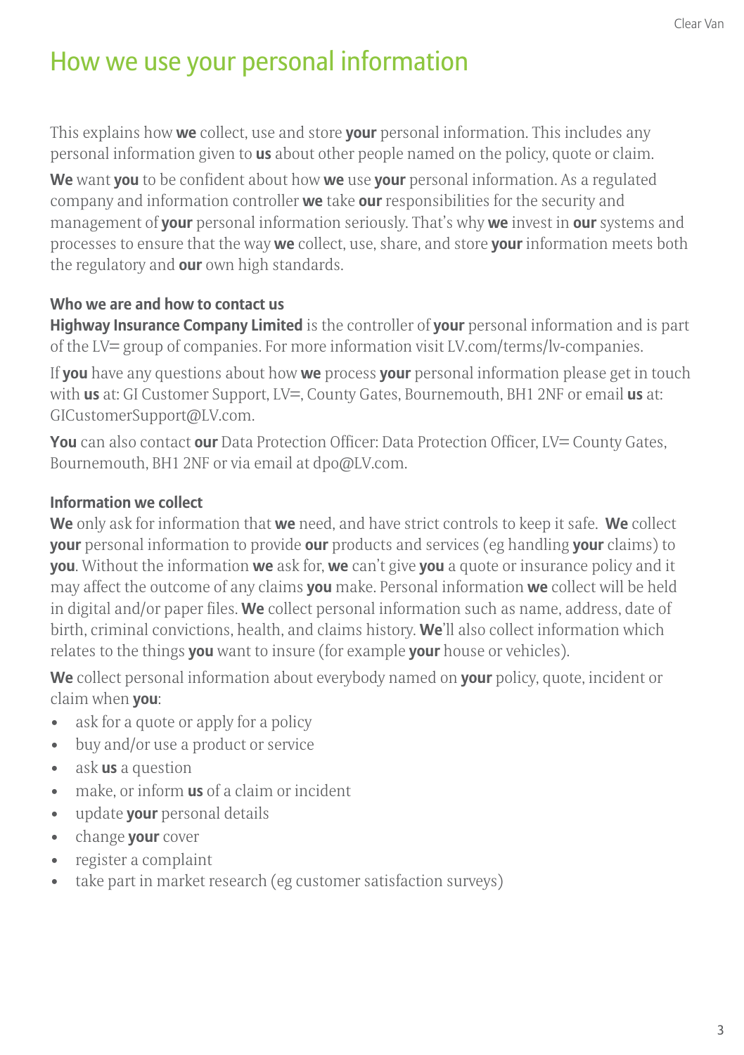# How we use your personal information

This explains how **we** collect, use and store **your** personal information. This includes any personal information given to **us** about other people named on the policy, quote or claim.

**We** want **you** to be confident about how **we** use **your** personal information. As a regulated company and information controller **we** take **our** responsibilities for the security and management of **your** personal information seriously. That's why **we** invest in **our** systems and processes to ensure that the way **we** collect, use, share, and store **your** information meets both the regulatory and **our** own high standards.

### Who we are and how to contact us

**Highway Insurance Company Limited** is the controller of **your** personal information and is part of the LV= group of companies. For more information visit LV.com/terms/lv-companies.

If **you** have any questions about how **we** process **your** personal information please get in touch with **us** at: GI Customer Support, LV=, County Gates, Bournemouth, BH1 2NF or email **us** at: GICustomerSupport@LV.com.

**You** can also contact **our** Data Protection Officer: Data Protection Officer, LV= County Gates, Bournemouth, BH1 2NF or via email at dpo@LV.com.

### Information we collect

**We** only ask for information that **we** need, and have strict controls to keep it safe. **We** collect **your** personal information to provide **our** products and services (eg handling **your** claims) to **you**. Without the information **we** ask for, **we** can't give **you** a quote or insurance policy and it may affect the outcome of any claims **you** make. Personal information **we** collect will be held in digital and/or paper files. **We** collect personal information such as name, address, date of birth, criminal convictions, health, and claims history. **We**'ll also collect information which relates to the things **you** want to insure (for example **your** house or vehicles).

**We** collect personal information about everybody named on **your** policy, quote, incident or claim when **you**:

- ask for a quote or apply for a policy
- buy and/or use a product or service
- ask **us** a question
- make, or inform **us** of a claim or incident
- update **your** personal details
- change **your** cover
- register a complaint
- take part in market research (eg customer satisfaction surveys)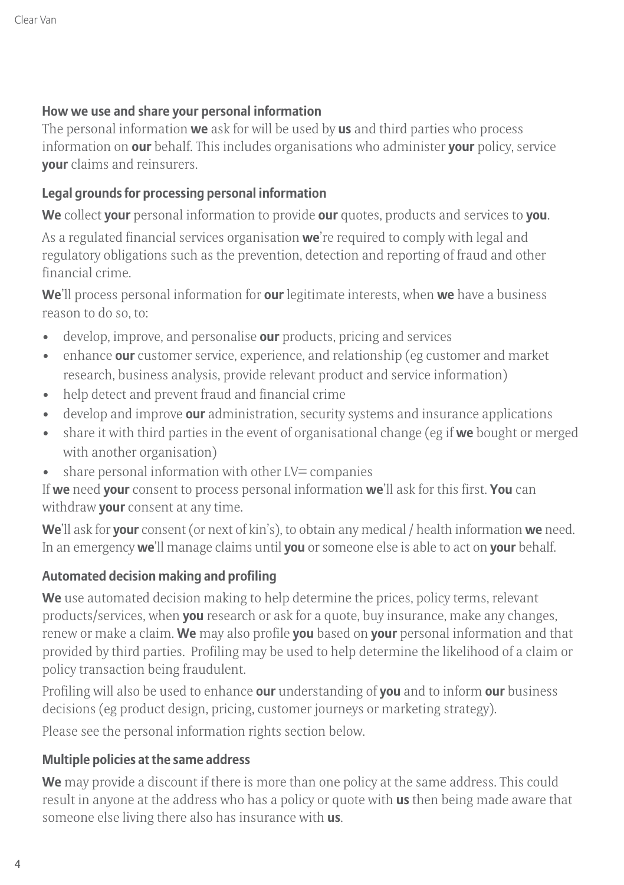## How we use and share your personal information

The personal information **we** ask for will be used by **us** and third parties who process information on **our** behalf. This includes organisations who administer **your** policy, service **your** claims and reinsurers.

## Legal grounds for processing personal information

**We** collect **your** personal information to provide **our** quotes, products and services to **you**.

As a regulated financial services organisation **we**'re required to comply with legal and regulatory obligations such as the prevention, detection and reporting of fraud and other financial crime.

**We**'ll process personal information for **our** legitimate interests, when **we** have a business reason to do so, to:

- develop, improve, and personalise **our** products, pricing and services
- enhance **our** customer service, experience, and relationship (eg customer and market research, business analysis, provide relevant product and service information)
- help detect and prevent fraud and financial crime
- develop and improve **our** administration, security systems and insurance applications
- share it with third parties in the event of organisational change (eg if **we** bought or merged with another organisation)
- share personal information with other LV= companies

If **we** need **your** consent to process personal information **we**'ll ask for this first. **You** can withdraw **your** consent at any time.

**We**'ll ask for **your** consent (or next of kin's), to obtain any medical / health information **we** need. In an emergency **we**'ll manage claims until **you** or someone else is able to act on **your** behalf.

## Automated decision making and profiling

**We** use automated decision making to help determine the prices, policy terms, relevant products/services, when **you** research or ask for a quote, buy insurance, make any changes, renew or make a claim. **We** may also profile **you** based on **your** personal information and that provided by third parties. Profiling may be used to help determine the likelihood of a claim or policy transaction being fraudulent.

Profiling will also be used to enhance **our** understanding of **you** and to inform **our** business decisions (eg product design, pricing, customer journeys or marketing strategy).

Please see the personal information rights section below.

## Multiple policies at the same address

**We** may provide a discount if there is more than one policy at the same address. This could result in anyone at the address who has a policy or quote with **us** then being made aware that someone else living there also has insurance with **us**.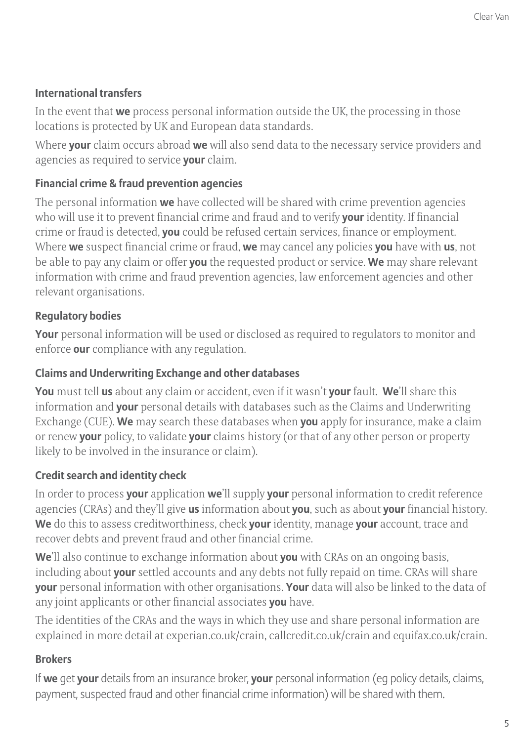### International transfers

In the event that **we** process personal information outside the UK, the processing in those locations is protected by UK and European data standards.

Where **your** claim occurs abroad **we** will also send data to the necessary service providers and agencies as required to service **your** claim.

### Financial crime & fraud prevention agencies

The personal information **we** have collected will be shared with crime prevention agencies who will use it to prevent financial crime and fraud and to verify **your** identity. If financial crime or fraud is detected, **you** could be refused certain services, finance or employment. Where **we** suspect financial crime or fraud, **we** may cancel any policies **you** have with **us**, not be able to pay any claim or offer **you** the requested product or service. **We** may share relevant information with crime and fraud prevention agencies, law enforcement agencies and other relevant organisations.

### Regulatory bodies

**Your** personal information will be used or disclosed as required to regulators to monitor and enforce **our** compliance with any regulation.

### Claims and Underwriting Exchange and other databases

**You** must tell **us** about any claim or accident, even if it wasn't **your** fault. **We**'ll share this information and **your** personal details with databases such as the Claims and Underwriting Exchange (CUE). **We** may search these databases when **you** apply for insurance, make a claim or renew **your** policy, to validate **your** claims history (or that of any other person or property likely to be involved in the insurance or claim).

### Credit search and identity check

In order to process **your** application **we**'ll supply **your** personal information to credit reference agencies (CRAs) and they'll give **us** information about **you**, such as about **your** financial history. **We** do this to assess creditworthiness, check **your** identity, manage **your** account, trace and recover debts and prevent fraud and other financial crime.

**We**'ll also continue to exchange information about **you** with CRAs on an ongoing basis, including about **your** settled accounts and any debts not fully repaid on time. CRAs will share **your** personal information with other organisations. **Your** data will also be linked to the data of any joint applicants or other financial associates **you** have.

The identities of the CRAs and the ways in which they use and share personal information are explained in more detail at experian.co.uk/crain, callcredit.co.uk/crain and equifax.co.uk/crain.

### Brokers

If **we** get **your** details from an insurance broker, **your** personal information (eg policy details, claims, payment, suspected fraud and other financial crime information) will be shared with them.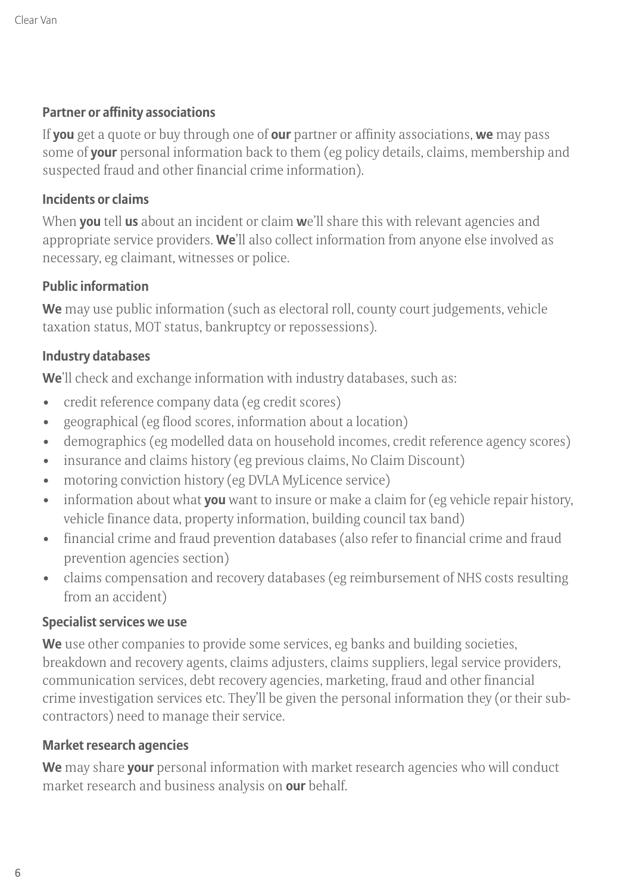### Partner or affinity associations

If **you** get a quote or buy through one of **our** partner or affinity associations, **we** may pass some of **your** personal information back to them (eg policy details, claims, membership and suspected fraud and other financial crime information).

### Incidents or claims

When **you** tell **us** about an incident or claim **w**e'll share this with relevant agencies and appropriate service providers. **We**'ll also collect information from anyone else involved as necessary, eg claimant, witnesses or police.

### Public information

**We** may use public information (such as electoral roll, county court judgements, vehicle taxation status, MOT status, bankruptcy or repossessions).

### Industry databases

**We**'ll check and exchange information with industry databases, such as:

- credit reference company data (eg credit scores)
- geographical (eg flood scores, information about a location)
- demographics (eg modelled data on household incomes, credit reference agency scores)
- insurance and claims history (eg previous claims, No Claim Discount)
- motoring conviction history (eg DVLA MyLicence service)
- information about what **you** want to insure or make a claim for (eg vehicle repair history, vehicle finance data, property information, building council tax band)
- financial crime and fraud prevention databases (also refer to financial crime and fraud prevention agencies section)
- claims compensation and recovery databases (eg reimbursement of NHS costs resulting from an accident)

### Specialist services we use

**We** use other companies to provide some services, eg banks and building societies, breakdown and recovery agents, claims adjusters, claims suppliers, legal service providers, communication services, debt recovery agencies, marketing, fraud and other financial crime investigation services etc. They'll be given the personal information they (or their sub-contractors) need to manage their service.

### Market research agencies

**We** may share **your** personal information with market research agencies who will conduct market research and business analysis on **our** behalf.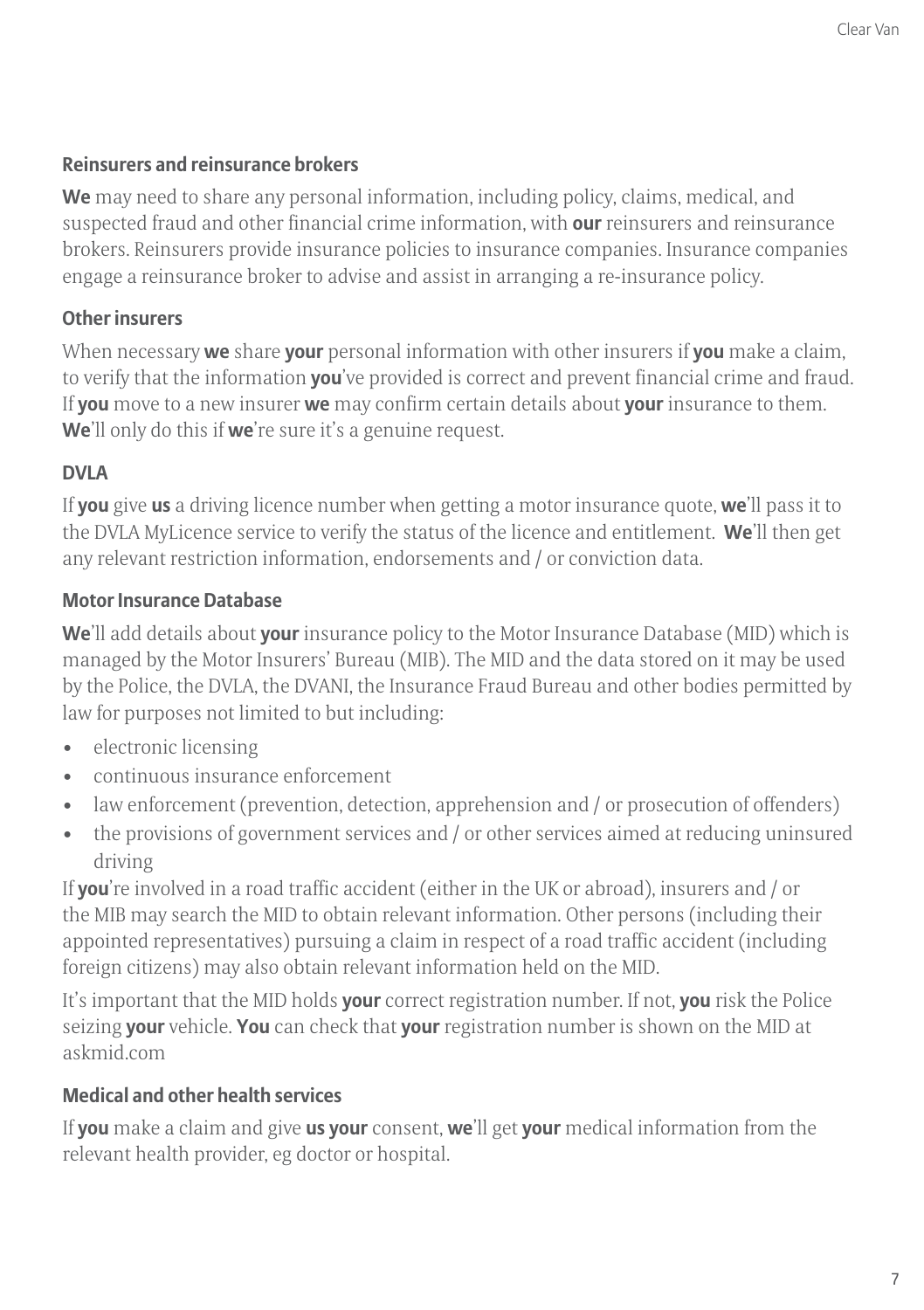### Reinsurers and reinsurance brokers

**We** may need to share any personal information, including policy, claims, medical, and suspected fraud and other financial crime information, with **our** reinsurers and reinsurance brokers. Reinsurers provide insurance policies to insurance companies. Insurance companies engage a reinsurance broker to advise and assist in arranging a re-insurance policy.

### Other insurers

When necessary **we** share **your** personal information with other insurers if **you** make a claim, to verify that the information **you**'ve provided is correct and prevent financial crime and fraud. If **you** move to a new insurer **we** may confirm certain details about **your** insurance to them. **We**'ll only do this if **we**'re sure it's a genuine request.

### DVLA

If **you** give **us** a driving licence number when getting a motor insurance quote, **we**'ll pass it to the DVLA MyLicence service to verify the status of the licence and entitlement. **We**'ll then get any relevant restriction information, endorsements and / or conviction data.

### Motor Insurance Database

**We**'ll add details about **your** insurance policy to the Motor Insurance Database (MID) which is managed by the Motor Insurers' Bureau (MIB). The MID and the data stored on it may be used by the Police, the DVLA, the DVANI, the Insurance Fraud Bureau and other bodies permitted by law for purposes not limited to but including:

- electronic licensing
- continuous insurance enforcement
- law enforcement (prevention, detection, apprehension and / or prosecution of offenders)
- the provisions of government services and / or other services aimed at reducing uninsured driving

If **you**'re involved in a road traffic accident (either in the UK or abroad), insurers and / or the MIB may search the MID to obtain relevant information. Other persons (including their appointed representatives) pursuing a claim in respect of a road traffic accident (including foreign citizens) may also obtain relevant information held on the MID.

It's important that the MID holds **your** correct registration number. If not, **you** risk the Police seizing **your** vehicle. **You** can check that **your** registration number is shown on the MID at askmid.com

### Medical and other health services

If **you** make a claim and give **us your** consent, **we**'ll get **your** medical information from the relevant health provider, eg doctor or hospital.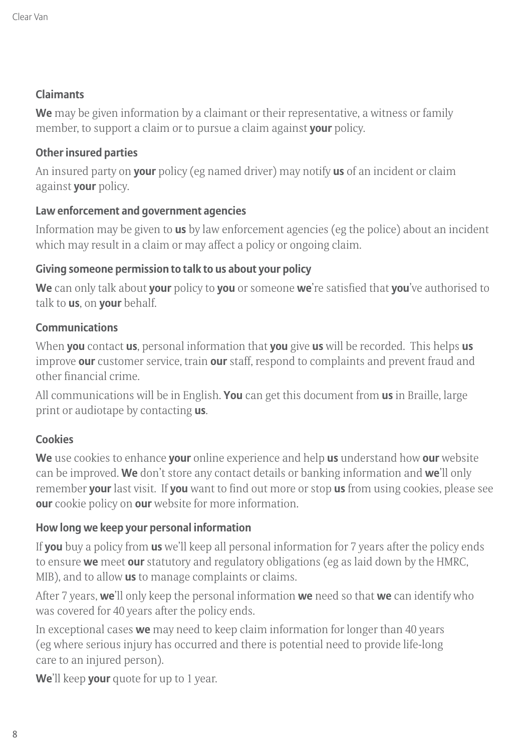### Claimants

**We** may be given information by a claimant or their representative, a witness or family member, to support a claim or to pursue a claim against **your** policy.

### Other insured parties

An insured party on **your** policy (eg named driver) may notify **us** of an incident or claim against **your** policy.

### Law enforcement and government agencies

Information may be given to **us** by law enforcement agencies (eg the police) about an incident which may result in a claim or may affect a policy or ongoing claim.

### Giving someone permission to talk to us about your policy

**We** can only talk about **your** policy to **you** or someone **we**'re satisfied that **you**'ve authorised to talk to **us**, on **your** behalf.

### Communications

When **you** contact **us**, personal information that **you** give **us** will be recorded. This helps **us** improve **our** customer service, train **our** staff, respond to complaints and prevent fraud and other financial crime.

All communications will be in English. **You** can get this document from **us** in Braille, large print or audiotape by contacting **us**.

### Cookies

**We** use cookies to enhance **your** online experience and help **us** understand how **our** website can be improved. **We** don't store any contact details or banking information and **we**'ll only remember **your** last visit. If **you** want to find out more or stop **us** from using cookies, please see **our** cookie policy on **our** website for more information.

### How long we keep your personal information

If **you** buy a policy from **us** we'll keep all personal information for 7 years after the policy ends to ensure **we** meet **our** statutory and regulatory obligations (eg as laid down by the HMRC, MIB), and to allow **us** to manage complaints or claims.

After 7 years, **we**'ll only keep the personal information **we** need so that **we** can identify who was covered for 40 years after the policy ends.

In exceptional cases **we** may need to keep claim information for longer than 40 years (eg where serious injury has occurred and there is potential need to provide life-long care to an injured person).

**We**'ll keep **your** quote for up to 1 year.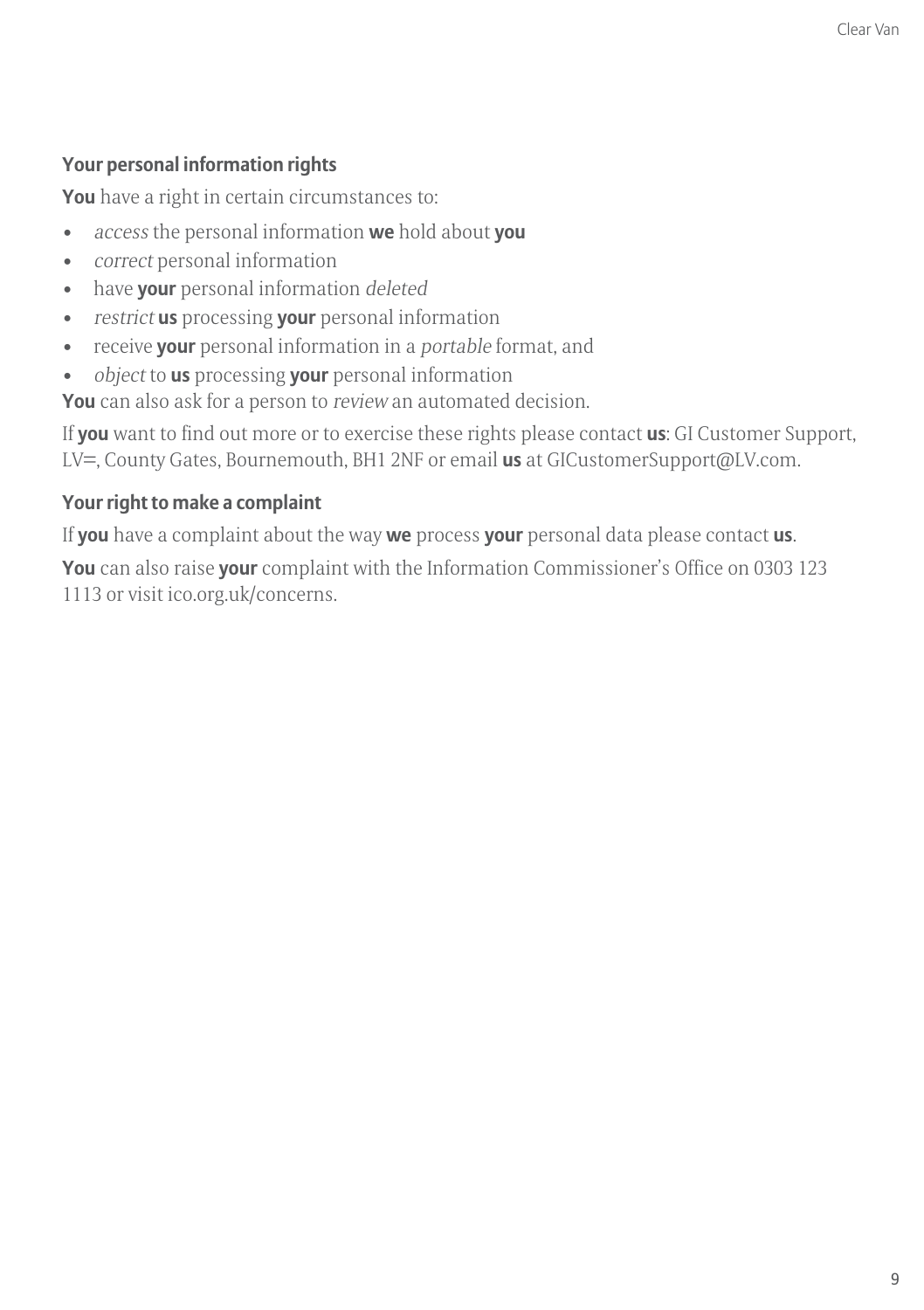### Your personal information rights

**You** have a right in certain circumstances to:

- *access* the personal information **we** hold about **you**
- *correct* personal information
- have **your** personal information *deleted*
- *restrict* **us** processing **your** personal information
- receive **your** personal information in a *portable* format, and
- *object* to **us** processing **your** personal information

**You** can also ask for a person to *review* an automated decision.

If **you** want to find out more or to exercise these rights please contact **us**: GI Customer Support, LV=, County Gates, Bournemouth, BH1 2NF or email **us** at GICustomerSupport@LV.com.

### Your right to make a complaint

If **you** have a complaint about the way **we** process **your** personal data please contact **us**.

**You** can also raise **your** complaint with the Information Commissioner's Office on 0303 123 1113 or visit ico.org.uk/concerns.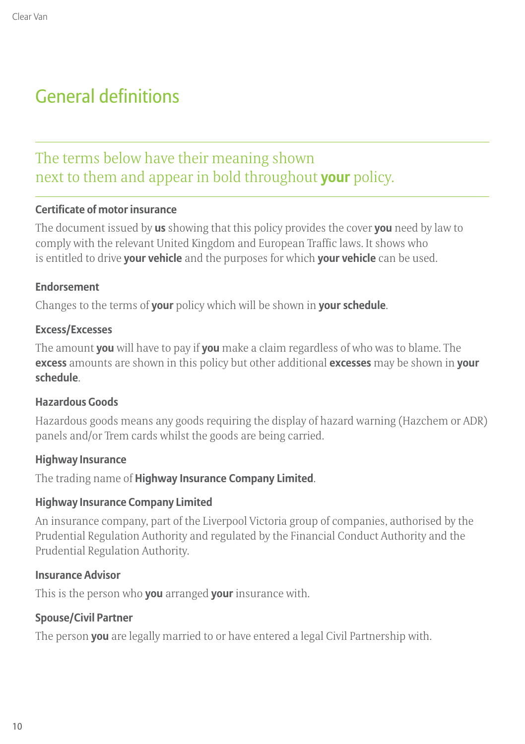# General definitions

## The terms below have their meaning shown next to them and appear in bold throughout **your** policy.

### Certificate of motor insurance

The document issued by **us** showing that this policy provides the cover **you** need by law to comply with the relevant United Kingdom and European Traffic laws. It shows who is entitled to drive **your vehicle** and the purposes for which **your vehicle** can be used.

### Endorsement

Changes to the terms of **your** policy which will be shown in **your schedule**.

### Excess/Excesses

The amount **you** will have to pay if **you** make a claim regardless of who was to blame. The **excess** amounts are shown in this policy but other additional **excesses** may be shown in **your schedule**.

### Hazardous Goods

Hazardous goods means any goods requiring the display of hazard warning (Hazchem or ADR) panels and/or Trem cards whilst the goods are being carried.

### Highway Insurance

The trading name of **Highway Insurance Company Limited**.

### Highway Insurance Company Limited

An insurance company, part of the Liverpool Victoria group of companies, authorised by the Prudential Regulation Authority and regulated by the Financial Conduct Authority and the Prudential Regulation Authority.

### Insurance Advisor

This is the person who **you** arranged **your** insurance with.

### Spouse/Civil Partner

The person **you** are legally married to or have entered a legal Civil Partnership with.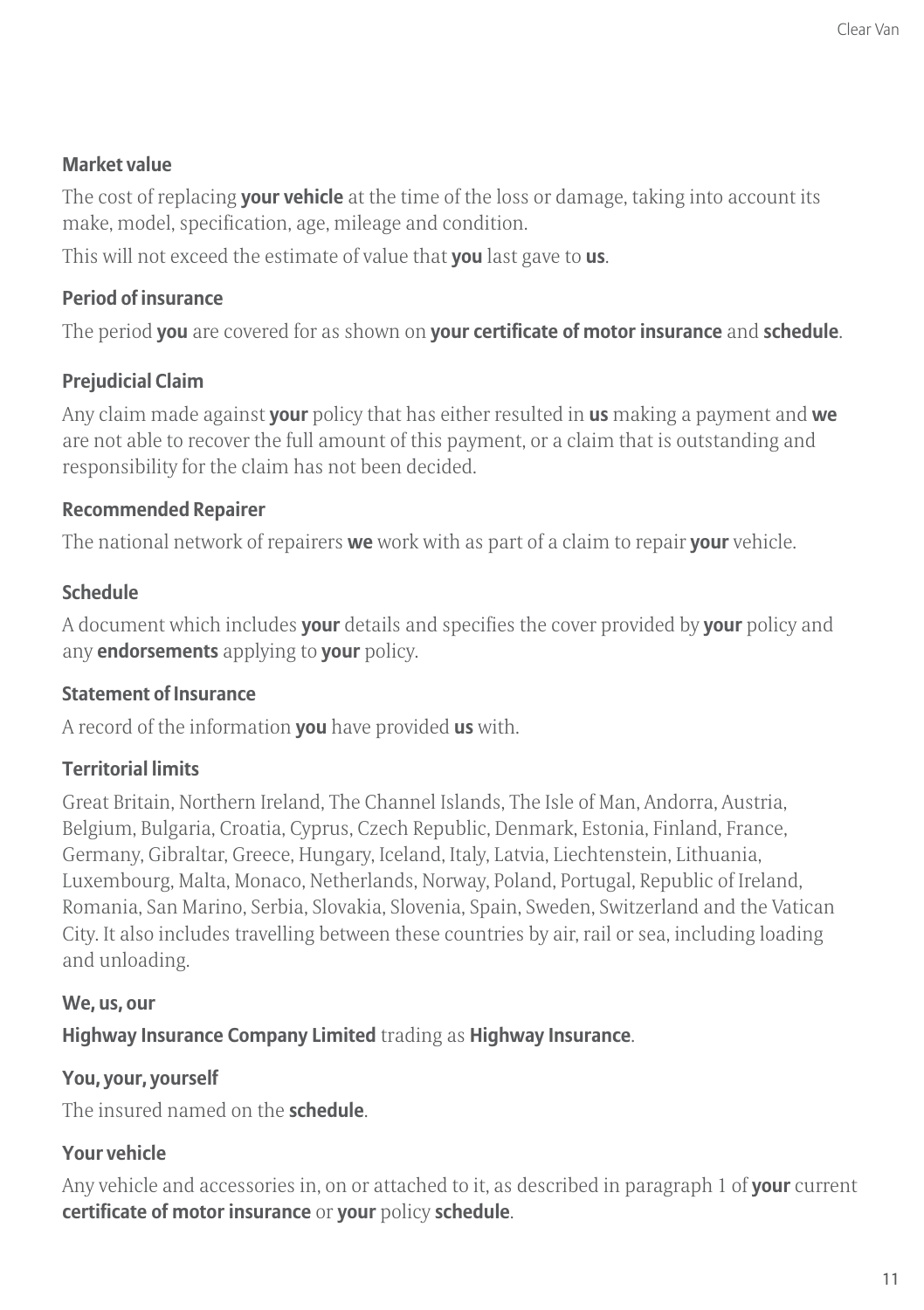### Market value

The cost of replacing **your vehicle** at the time of the loss or damage, taking into account its make, model, specification, age, mileage and condition.

This will not exceed the estimate of value that **you** last gave to **us**.

### Period of insurance

The period **you** are covered for as shown on **your certificate of motor insurance** and **schedule**.

### Prejudicial Claim

Any claim made against **your** policy that has either resulted in **us** making a payment and **we** are not able to recover the full amount of this payment, or a claim that is outstanding and responsibility for the claim has not been decided.

### Recommended Repairer

The national network of repairers **we** work with as part of a claim to repair **your** vehicle.

### Schedule

A document which includes **your** details and specifies the cover provided by **your** policy and any **endorsements** applying to **your** policy.

### Statement of Insurance

A record of the information **you** have provided **us** with.

### Territorial limits

Great Britain, Northern Ireland, The Channel Islands, The Isle of Man, Andorra, Austria, Belgium, Bulgaria, Croatia, Cyprus, Czech Republic, Denmark, Estonia, Finland, France, Germany, Gibraltar, Greece, Hungary, Iceland, Italy, Latvia, Liechtenstein, Lithuania, Luxembourg, Malta, Monaco, Netherlands, Norway, Poland, Portugal, Republic of Ireland, Romania, San Marino, Serbia, Slovakia, Slovenia, Spain, Sweden, Switzerland and the Vatican City. It also includes travelling between these countries by air, rail or sea, including loading and unloading.

### We, us, our

**Highway Insurance Company Limited** trading as **Highway Insurance**.

### You, your, yourself

The insured named on the **schedule**.

### Your vehicle

Any vehicle and accessories in, on or attached to it, as described in paragraph 1 of **your** current **certificate of motor insurance** or **your** policy **schedule**.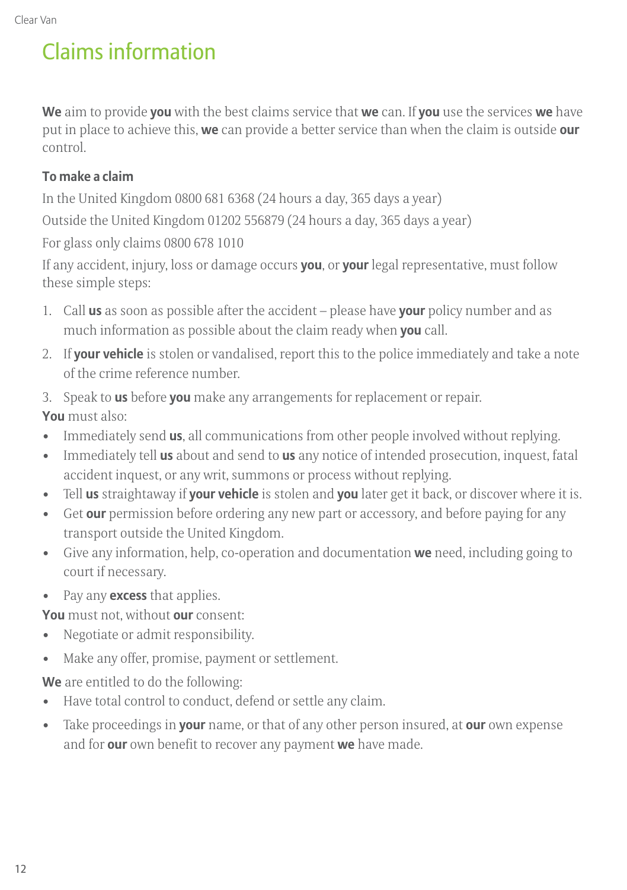# Claims information

**We** aim to provide **you** with the best claims service that **we** can. If **you** use the services **we** have put in place to achieve this, **we** can provide a better service than when the claim is outside **our** control.

**To make a claim**

In the United Kingdom 0800 681 6368 (24 hours a day, 365 days a year)

Outside the United Kingdom 01202 556879 (24 hours a day, 365 days a year)

For glass only claims 0800 678 1010

If any accident, injury, loss or damage occurs **you**, or **your** legal representative, must follow these simple steps:

1. Call **us** as soon as possible after the accident – please have **your** policy number and as much information as possible about the claim ready when **you** call.
2. If **your vehicle** is stolen or vandalised, report this to the police immediately and take a note of the crime reference number.
3. Speak to **us** before **you** make any arrangements for replacement or repair.

**You** must also:

- Immediately send **us**, all communications from other people involved without replying.
- Immediately tell **us** about and send to **us** any notice of intended prosecution, inquest, fatal accident inquest, or any writ, summons or process without replying.
- Tell **us** straightaway if **your vehicle** is stolen and **you** later get it back, or discover where it is.
- Get **our** permission before ordering any new part or accessory, and before paying for any transport outside the United Kingdom.
- Give any information, help, co-operation and documentation **we** need, including going to court if necessary.
- Pay any **excess** that applies.

**You** must not, without **our** consent:

- Negotiate or admit responsibility.
- Make any offer, promise, payment or settlement.

**We** are entitled to do the following:

- Have total control to conduct, defend or settle any claim.
- Take proceedings in **your** name, or that of any other person insured, at **our** own expense and for **our** own benefit to recover any payment **we** have made.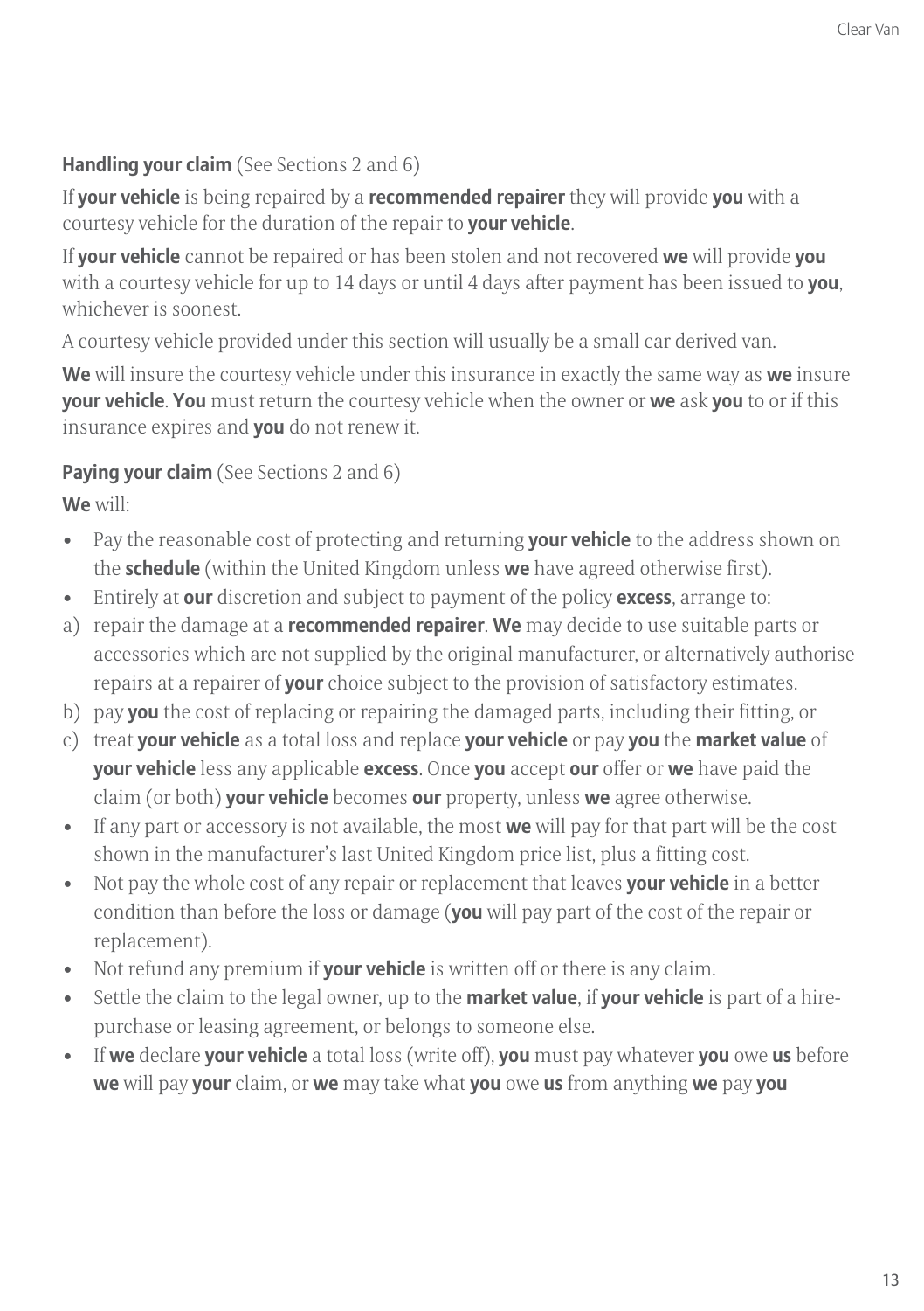**Handling your claim** (See Sections 2 and 6)

If **your vehicle** is being repaired by a **recommended repairer** they will provide **you** with a courtesy vehicle for the duration of the repair to **your vehicle**.

If **your vehicle** cannot be repaired or has been stolen and not recovered **we** will provide **you** with a courtesy vehicle for up to 14 days or until 4 days after payment has been issued to **you**, whichever is soonest.

A courtesy vehicle provided under this section will usually be a small car derived van.

**We** will insure the courtesy vehicle under this insurance in exactly the same way as **we** insure **your vehicle**. **You** must return the courtesy vehicle when the owner or **we** ask **you** to or if this insurance expires and **you** do not renew it.

**Paying your claim** (See Sections 2 and 6)

**We** will:

- Pay the reasonable cost of protecting and returning **your vehicle** to the address shown on the **schedule** (within the United Kingdom unless **we** have agreed otherwise first).
- Entirely at **our** discretion and subject to payment of the policy **excess**, arrange to:

a) repair the damage at a **recommended repairer**. **We** may decide to use suitable parts or accessories which are not supplied by the original manufacturer, or alternatively authorise repairs at a repairer of **your** choice subject to the provision of satisfactory estimates.

b) pay **you** the cost of replacing or repairing the damaged parts, including their fitting, or

c) treat **your vehicle** as a total loss and replace **your vehicle** or pay **you** the **market value** of **your vehicle** less any applicable **excess**. Once **you** accept **our** offer or **we** have paid the claim (or both) **your vehicle** becomes **our** property, unless **we** agree otherwise.

- If any part or accessory is not available, the most **we** will pay for that part will be the cost shown in the manufacturer's last United Kingdom price list, plus a fitting cost.
- Not pay the whole cost of any repair or replacement that leaves **your vehicle** in a better condition than before the loss or damage (**you** will pay part of the cost of the repair or replacement).
- Not refund any premium if **your vehicle** is written off or there is any claim.
- Settle the claim to the legal owner, up to the **market value**, if **your vehicle** is part of a hire-purchase or leasing agreement, or belongs to someone else.
- If **we** declare **your vehicle** a total loss (write off), **you** must pay whatever **you** owe **us** before **we** will pay **your** claim, or **we** may take what **you** owe **us** from anything **we** pay **you**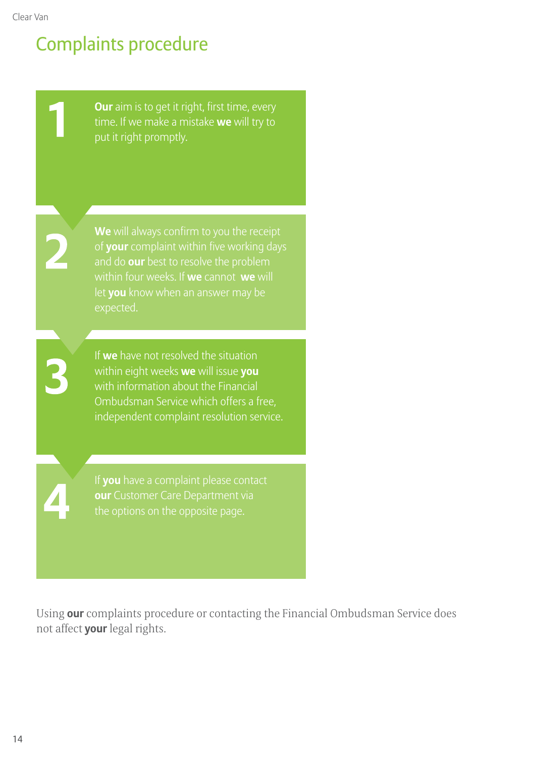# Complaints procedure

1. **Our** aim is to get it right, first time, every time. If we make a mistake **we** will try to put it right promptly.

2. **We** will always confirm to you the receipt of **your** complaint within five working days and do **our** best to resolve the problem within four weeks. If **we** cannot **we** will let **you** know when an answer may be expected.

3. If **we** have not resolved the situation within eight weeks **we** will issue **you** with information about the Financial Ombudsman Service which offers a free, independent complaint resolution service.

4. If **you** have a complaint please contact **our** Customer Care Department via the options on the opposite page.

Using **our** complaints procedure or contacting the Financial Ombudsman Service does not affect **your** legal rights.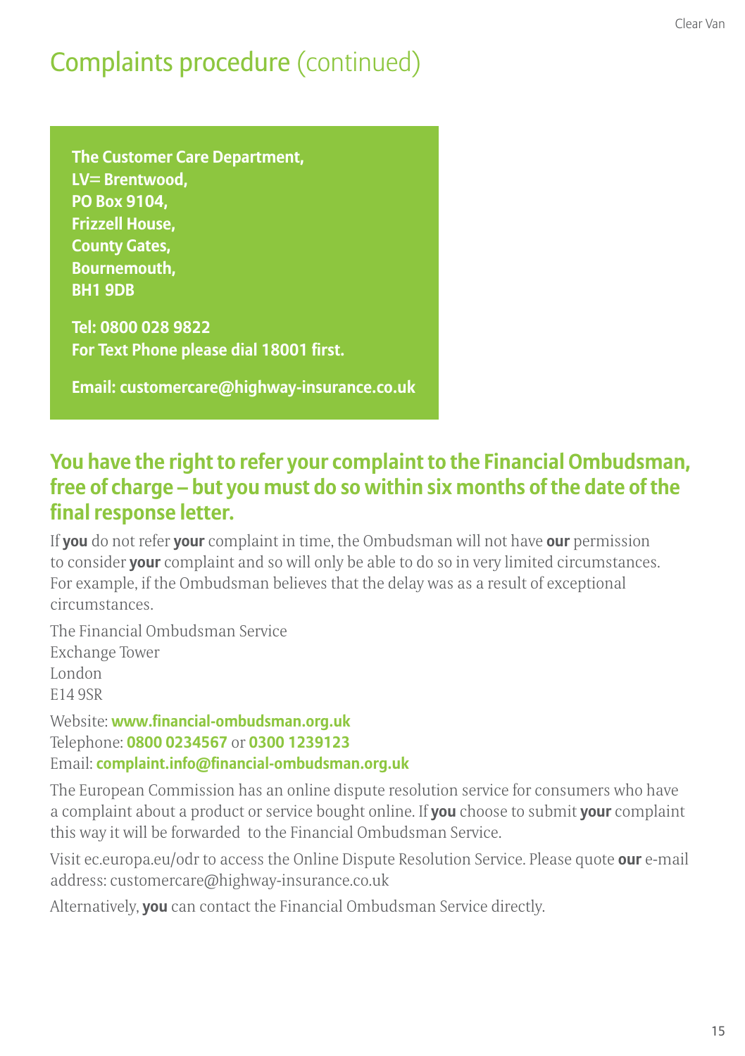# Complaints procedure (continued)

**The Customer Care Department,**
**LV= Brentwood,**
**PO Box 9104,**
**Frizzell House,**
**County Gates,**
**Bournemouth,**
**BH1 9DB**

**Tel: 0800 028 9822**
**For Text Phone please dial 18001 first.**

**Email: customercare@highway-insurance.co.uk**

## You have the right to refer your complaint to the Financial Ombudsman, free of charge – but you must do so within six months of the date of the final response letter.

If **you** do not refer **your** complaint in time, the Ombudsman will not have **our** permission to consider **your** complaint and so will only be able to do so in very limited circumstances. For example, if the Ombudsman believes that the delay was as a result of exceptional circumstances.

The Financial Ombudsman Service
Exchange Tower
London
E14 9SR

Website: **www.financial-ombudsman.org.uk**
Telephone: **0800 0234567** or **0300 1239123**
Email: **complaint.info@financial-ombudsman.org.uk**

The European Commission has an online dispute resolution service for consumers who have a complaint about a product or service bought online. If **you** choose to submit **your** complaint this way it will be forwarded to the Financial Ombudsman Service.

Visit ec.europa.eu/odr to access the Online Dispute Resolution Service. Please quote **our** e-mail address: customercare@highway-insurance.co.uk

Alternatively, **you** can contact the Financial Ombudsman Service directly.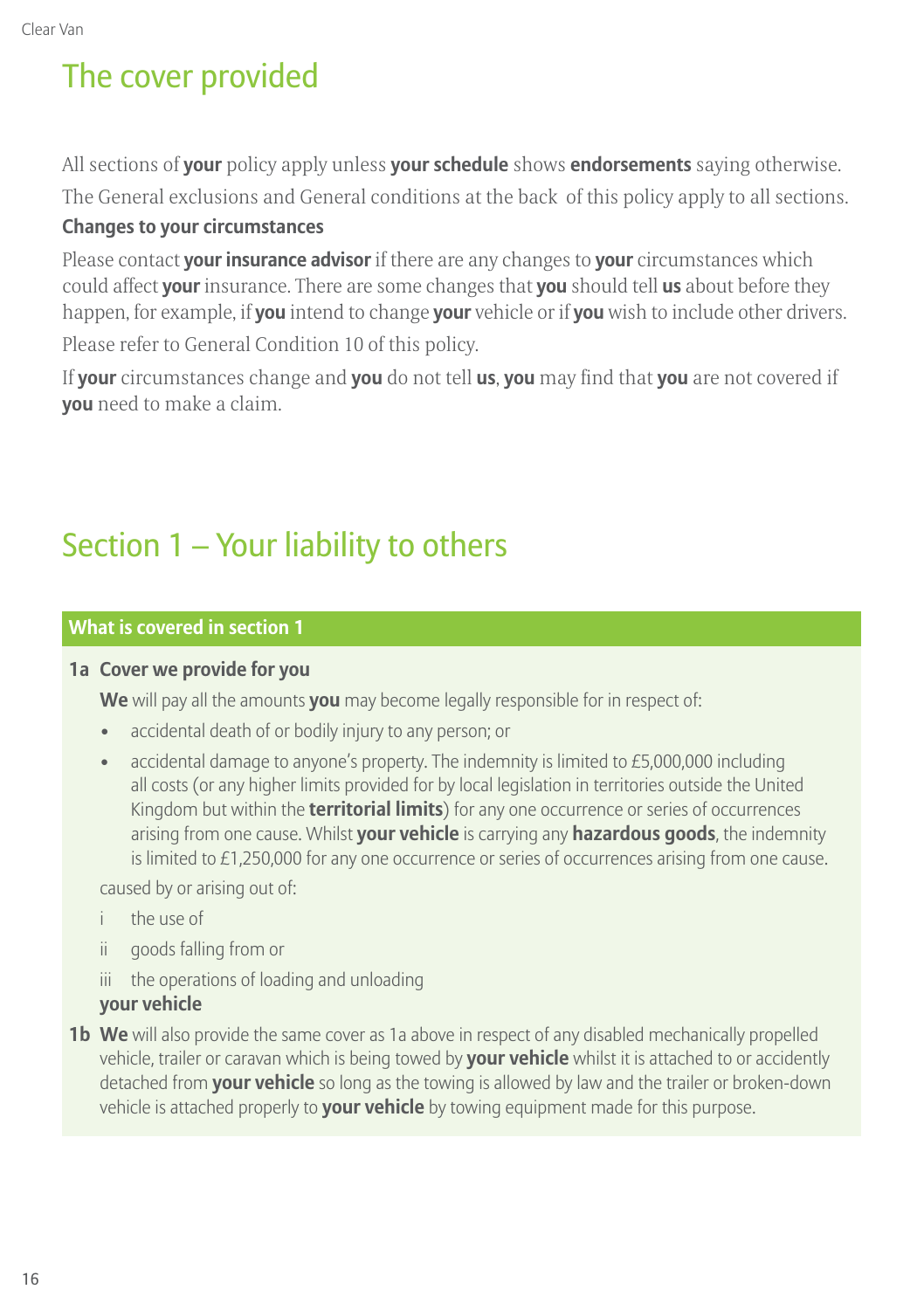# The cover provided

All sections of **your** policy apply unless **your schedule** shows **endorsements** saying otherwise.

The General exclusions and General conditions at the back of this policy apply to all sections.

**Changes to your circumstances**

Please contact **your insurance advisor** if there are any changes to **your** circumstances which could affect **your** insurance. There are some changes that **you** should tell **us** about before they happen, for example, if **you** intend to change **your** vehicle or if **you** wish to include other drivers.

Please refer to General Condition 10 of this policy.

If **your** circumstances change and **you** do not tell **us**, **you** may find that **you** are not covered if **you** need to make a claim.

# Section 1 – Your liability to others

## What is covered in section 1

**1a Cover we provide for you**

**We** will pay all the amounts **you** may become legally responsible for in respect of:

- accidental death of or bodily injury to any person; or
- accidental damage to anyone's property. The indemnity is limited to £5,000,000 including all costs (or any higher limits provided for by local legislation in territories outside the United Kingdom but within the **territorial limits**) for any one occurrence or series of occurrences arising from one cause. Whilst **your vehicle** is carrying any **hazardous goods**, the indemnity is limited to £1,250,000 for any one occurrence or series of occurrences arising from one cause.

caused by or arising out of:

i the use of

ii goods falling from or

iii the operations of loading and unloading

**your vehicle**

**1b We** will also provide the same cover as 1a above in respect of any disabled mechanically propelled vehicle, trailer or caravan which is being towed by **your vehicle** whilst it is attached to or accidently detached from **your vehicle** so long as the towing is allowed by law and the trailer or broken-down vehicle is attached properly to **your vehicle** by towing equipment made for this purpose.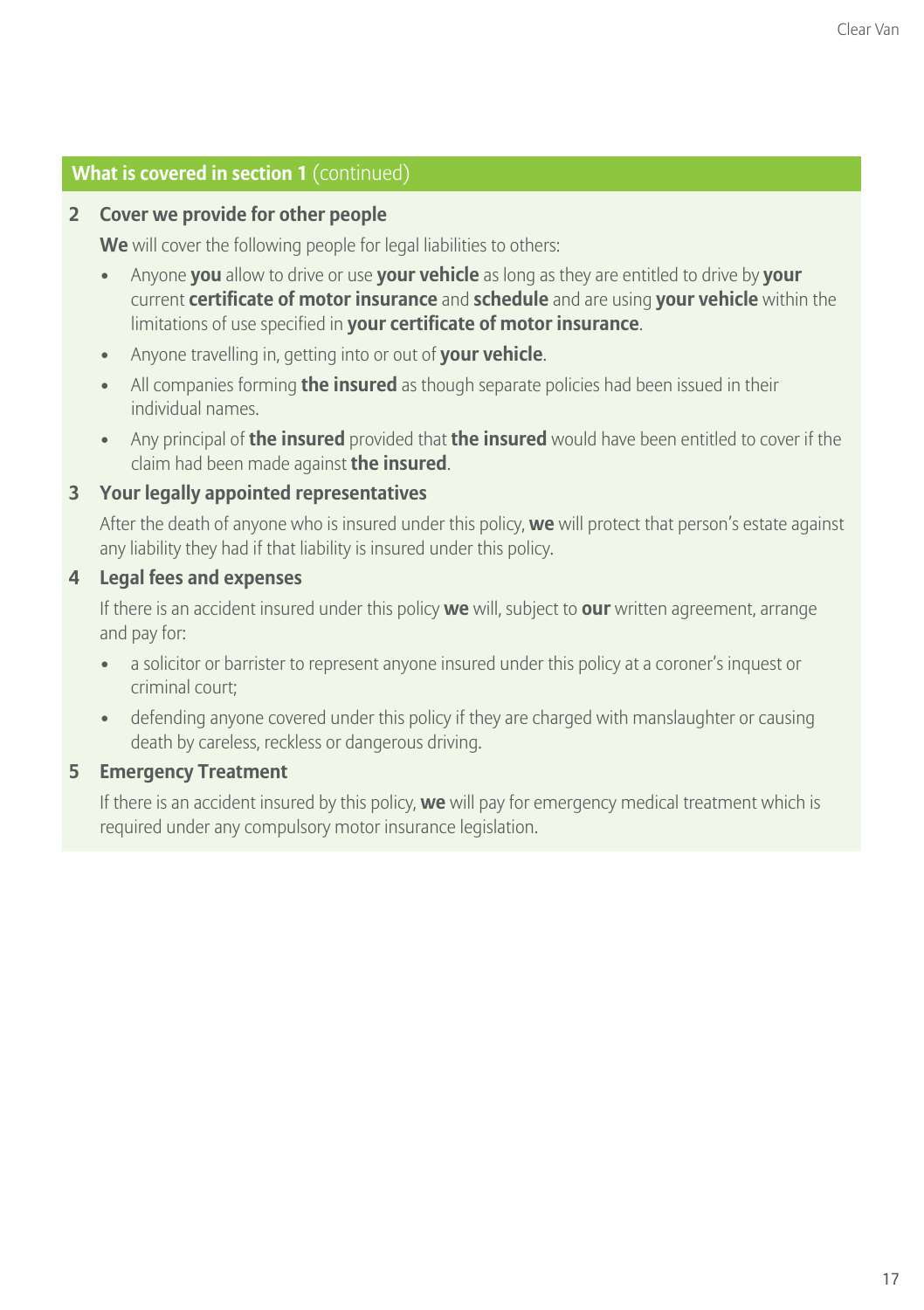## What is covered in section 1 (continued)

### 2 Cover we provide for other people

**We** will cover the following people for legal liabilities to others:

- Anyone **you** allow to drive or use **your vehicle** as long as they are entitled to drive by **your** current **certificate of motor insurance** and **schedule** and are using **your vehicle** within the limitations of use specified in **your certificate of motor insurance**.
- Anyone travelling in, getting into or out of **your vehicle**.
- All companies forming **the insured** as though separate policies had been issued in their individual names.
- Any principal of **the insured** provided that **the insured** would have been entitled to cover if the claim had been made against **the insured**.

### 3 Your legally appointed representatives

After the death of anyone who is insured under this policy, **we** will protect that person's estate against any liability they had if that liability is insured under this policy.

### 4 Legal fees and expenses

If there is an accident insured under this policy **we** will, subject to **our** written agreement, arrange and pay for:

- a solicitor or barrister to represent anyone insured under this policy at a coroner's inquest or criminal court;
- defending anyone covered under this policy if they are charged with manslaughter or causing death by careless, reckless or dangerous driving.

### 5 Emergency Treatment

If there is an accident insured by this policy, **we** will pay for emergency medical treatment which is required under any compulsory motor insurance legislation.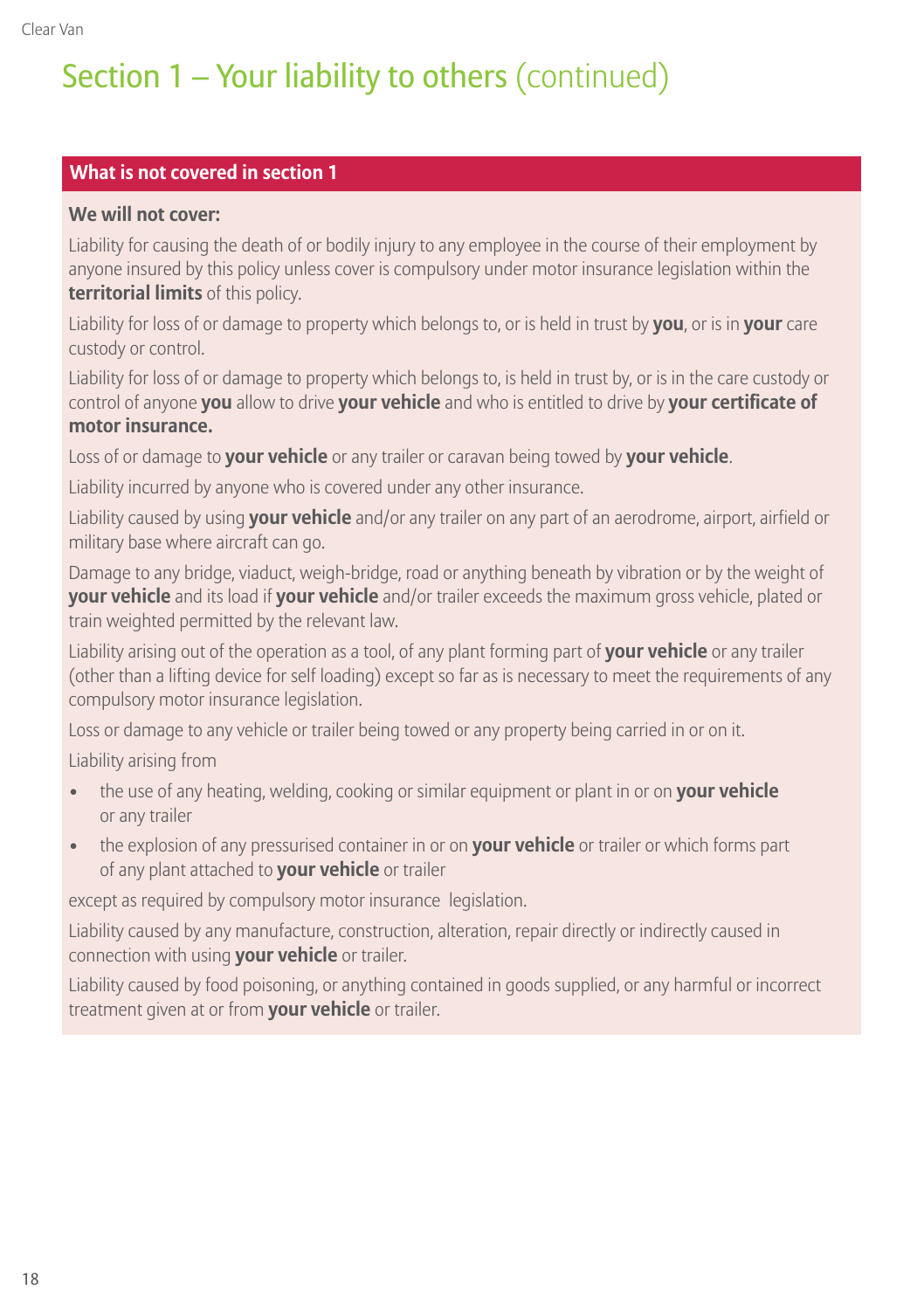# Section 1 – Your liability to others (continued)

## What is not covered in section 1

**We will not cover:**

Liability for causing the death of or bodily injury to any employee in the course of their employment by anyone insured by this policy unless cover is compulsory under motor insurance legislation within the **territorial limits** of this policy.

Liability for loss of or damage to property which belongs to, or is held in trust by **you**, or is in **your** care custody or control.

Liability for loss of or damage to property which belongs to, is held in trust by, or is in the care custody or control of anyone **you** allow to drive **your vehicle** and who is entitled to drive by **your certificate of motor insurance.**

Loss of or damage to **your vehicle** or any trailer or caravan being towed by **your vehicle**.

Liability incurred by anyone who is covered under any other insurance.

Liability caused by using **your vehicle** and/or any trailer on any part of an aerodrome, airport, airfield or military base where aircraft can go.

Damage to any bridge, viaduct, weigh-bridge, road or anything beneath by vibration or by the weight of **your vehicle** and its load if **your vehicle** and/or trailer exceeds the maximum gross vehicle, plated or train weighted permitted by the relevant law.

Liability arising out of the operation as a tool, of any plant forming part of **your vehicle** or any trailer (other than a lifting device for self loading) except so far as is necessary to meet the requirements of any compulsory motor insurance legislation.

Loss or damage to any vehicle or trailer being towed or any property being carried in or on it.

Liability arising from

- the use of any heating, welding, cooking or similar equipment or plant in or on **your vehicle** or any trailer
- the explosion of any pressurised container in or on **your vehicle** or trailer or which forms part of any plant attached to **your vehicle** or trailer

except as required by compulsory motor insurance legislation.

Liability caused by any manufacture, construction, alteration, repair directly or indirectly caused in connection with using **your vehicle** or trailer.

Liability caused by food poisoning, or anything contained in goods supplied, or any harmful or incorrect treatment given at or from **your vehicle** or trailer.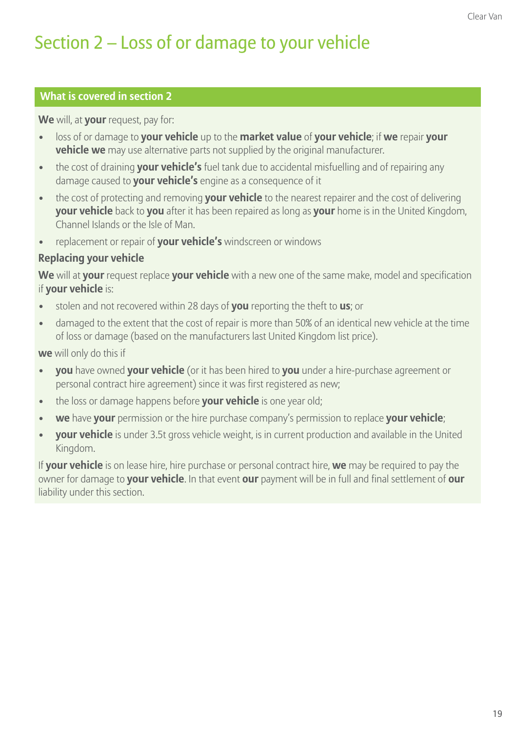# Section 2 – Loss of or damage to your vehicle

## What is covered in section 2

**We** will, at **your** request, pay for:

- loss of or damage to **your vehicle** up to the **market value** of **your vehicle**; if **we** repair **your vehicle we** may use alternative parts not supplied by the original manufacturer.
- the cost of draining **your vehicle's** fuel tank due to accidental misfuelling and of repairing any damage caused to **your vehicle's** engine as a consequence of it
- the cost of protecting and removing **your vehicle** to the nearest repairer and the cost of delivering **your vehicle** back to **you** after it has been repaired as long as **your** home is in the United Kingdom, Channel Islands or the Isle of Man.
- replacement or repair of **your vehicle's** windscreen or windows

### Replacing your vehicle

**We** will at **your** request replace **your vehicle** with a new one of the same make, model and specification if **your vehicle** is:

- stolen and not recovered within 28 days of **you** reporting the theft to **us**; or
- damaged to the extent that the cost of repair is more than 50% of an identical new vehicle at the time of loss or damage (based on the manufacturers last United Kingdom list price).

**we** will only do this if

- **you** have owned **your vehicle** (or it has been hired to **you** under a hire-purchase agreement or personal contract hire agreement) since it was first registered as new;
- the loss or damage happens before **your vehicle** is one year old;
- **we** have **your** permission or the hire purchase company's permission to replace **your vehicle**;
- **your vehicle** is under 3.5t gross vehicle weight, is in current production and available in the United Kingdom.

If **your vehicle** is on lease hire, hire purchase or personal contract hire, **we** may be required to pay the owner for damage to **your vehicle**. In that event **our** payment will be in full and final settlement of **our** liability under this section.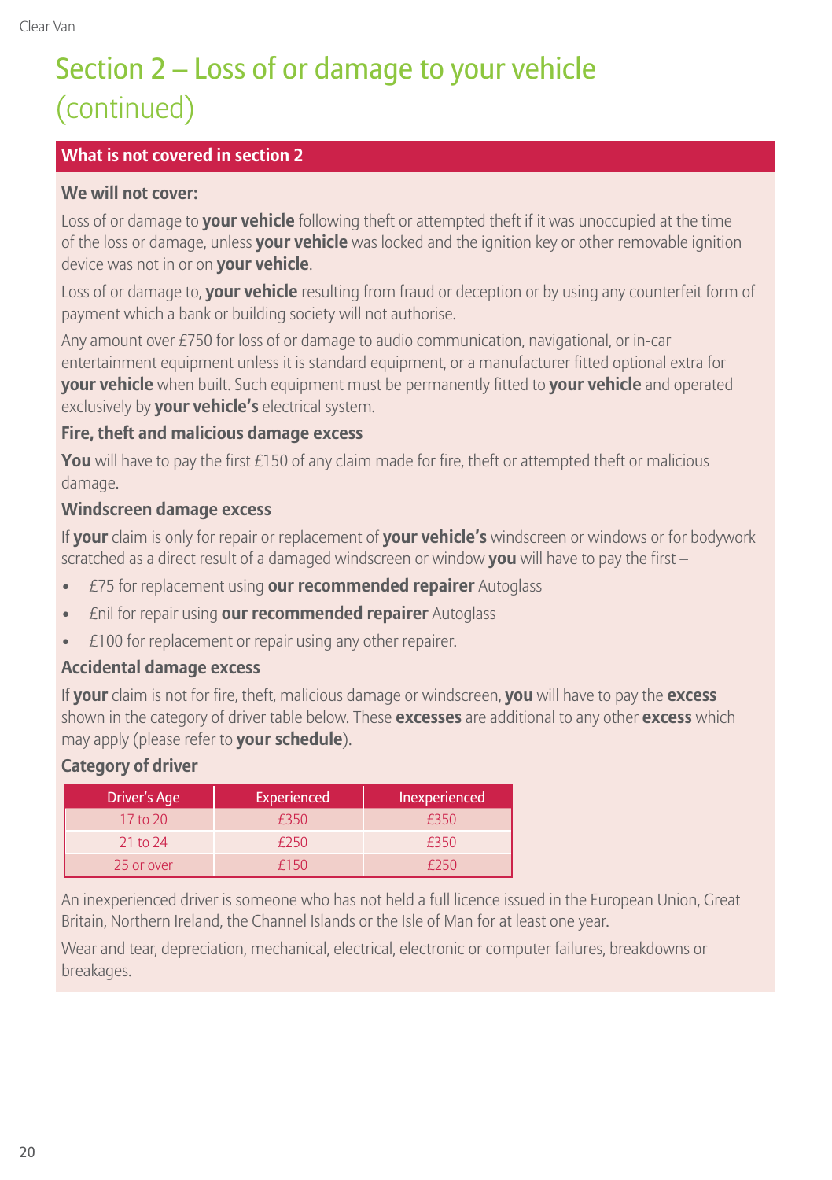# Section 2 – Loss of or damage to your vehicle (continued)

## What is not covered in section 2

**We will not cover:**

Loss of or damage to **your vehicle** following theft or attempted theft if it was unoccupied at the time of the loss or damage, unless **your vehicle** was locked and the ignition key or other removable ignition device was not in or on **your vehicle**.

Loss of or damage to, **your vehicle** resulting from fraud or deception or by using any counterfeit form of payment which a bank or building society will not authorise.

Any amount over £750 for loss of or damage to audio communication, navigational, or in-car entertainment equipment unless it is standard equipment, or a manufacturer fitted optional extra for **your vehicle** when built. Such equipment must be permanently fitted to **your vehicle** and operated exclusively by **your vehicle's** electrical system.

### Fire, theft and malicious damage excess

**You** will have to pay the first £150 of any claim made for fire, theft or attempted theft or malicious damage.

### Windscreen damage excess

If **your** claim is only for repair or replacement of **your vehicle's** windscreen or windows or for bodywork scratched as a direct result of a damaged windscreen or window **you** will have to pay the first –

- £75 for replacement using **our recommended repairer** Autoglass
- £nil for repair using **our recommended repairer** Autoglass
- £100 for replacement or repair using any other repairer.

### Accidental damage excess

If **your** claim is not for fire, theft, malicious damage or windscreen, **you** will have to pay the **excess** shown in the category of driver table below. These **excesses** are additional to any other **excess** which may apply (please refer to **your schedule**).

### Category of driver

| Driver's Age | Experienced | Inexperienced |
|---|---|---|
| 17 to 20 | £350 | £350 |
| 21 to 24 | £250 | £350 |
| 25 or over | £150 | £250 |

An inexperienced driver is someone who has not held a full licence issued in the European Union, Great Britain, Northern Ireland, the Channel Islands or the Isle of Man for at least one year.

Wear and tear, depreciation, mechanical, electrical, electronic or computer failures, breakdowns or breakages.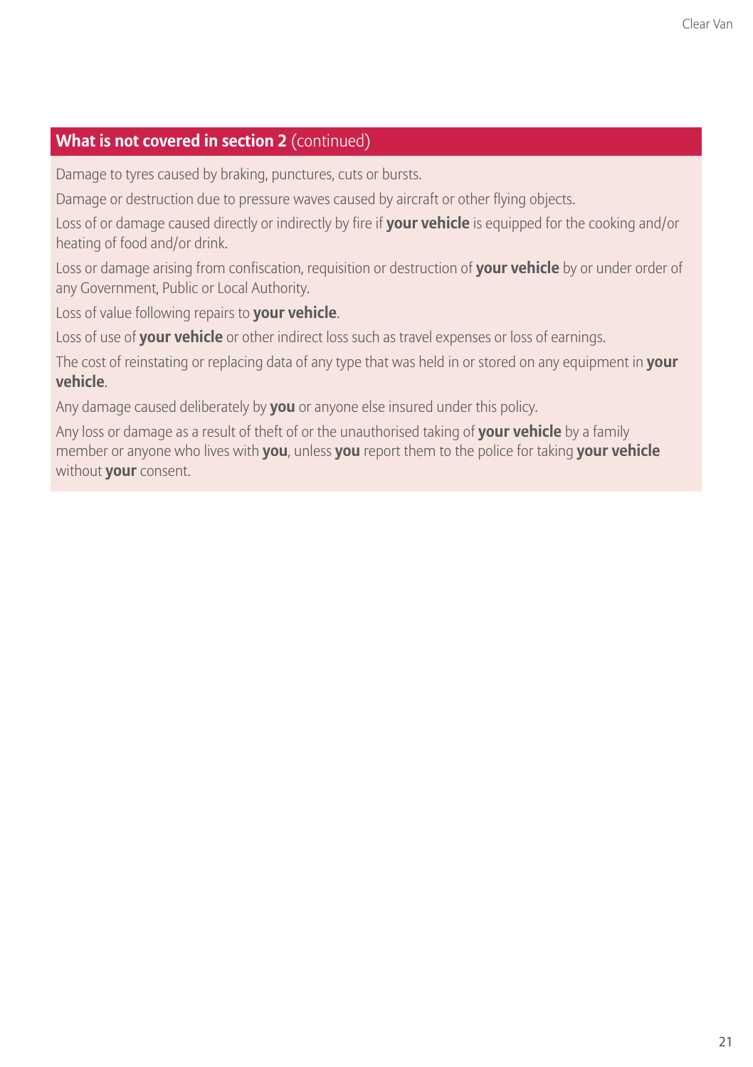## What is not covered in section 2 (continued)

Damage to tyres caused by braking, punctures, cuts or bursts.

Damage or destruction due to pressure waves caused by aircraft or other flying objects.

Loss of or damage caused directly or indirectly by fire if **your vehicle** is equipped for the cooking and/or heating of food and/or drink.

Loss or damage arising from confiscation, requisition or destruction of **your vehicle** by or under order of any Government, Public or Local Authority.

Loss of value following repairs to **your vehicle**.

Loss of use of **your vehicle** or other indirect loss such as travel expenses or loss of earnings.

The cost of reinstating or replacing data of any type that was held in or stored on any equipment in **your vehicle**.

Any damage caused deliberately by **you** or anyone else insured under this policy.

Any loss or damage as a result of theft of or the unauthorised taking of **your vehicle** by a family member or anyone who lives with **you**, unless **you** report them to the police for taking **your vehicle** without **your** consent.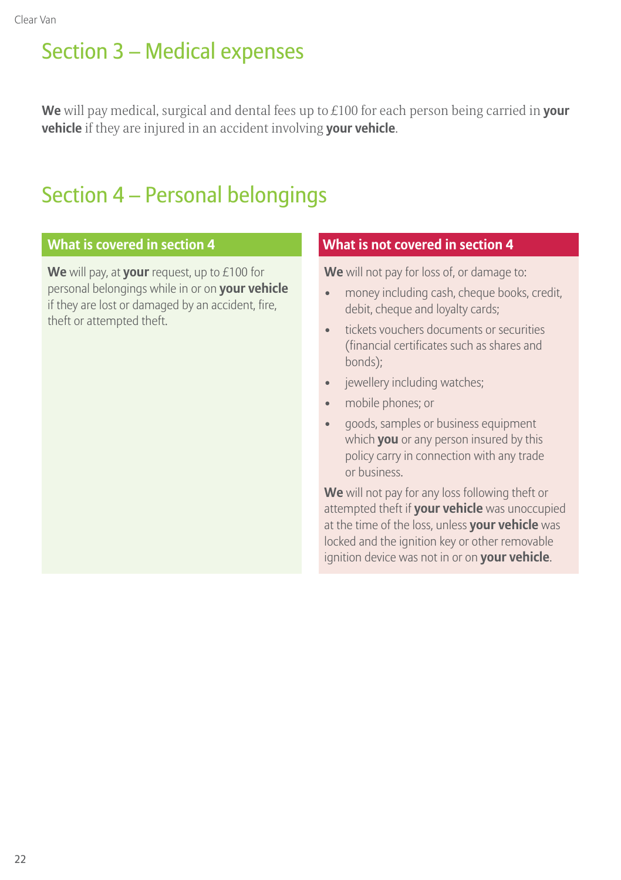## Section 3 – Medical expenses

**We** will pay medical, surgical and dental fees up to £100 for each person being carried in **your vehicle** if they are injured in an accident involving **your vehicle**.

## Section 4 – Personal belongings

### What is covered in section 4

**We** will pay, at **your** request, up to £100 for personal belongings while in or on **your vehicle** if they are lost or damaged by an accident, fire, theft or attempted theft.

### What is not covered in section 4

**We** will not pay for loss of, or damage to:

- money including cash, cheque books, credit, debit, cheque and loyalty cards;
- tickets vouchers documents or securities (financial certificates such as shares and bonds);
- jewellery including watches;
- mobile phones; or
- goods, samples or business equipment which **you** or any person insured by this policy carry in connection with any trade or business.

**We** will not pay for any loss following theft or attempted theft if **your vehicle** was unoccupied at the time of the loss, unless **your vehicle** was locked and the ignition key or other removable ignition device was not in or on **your vehicle**.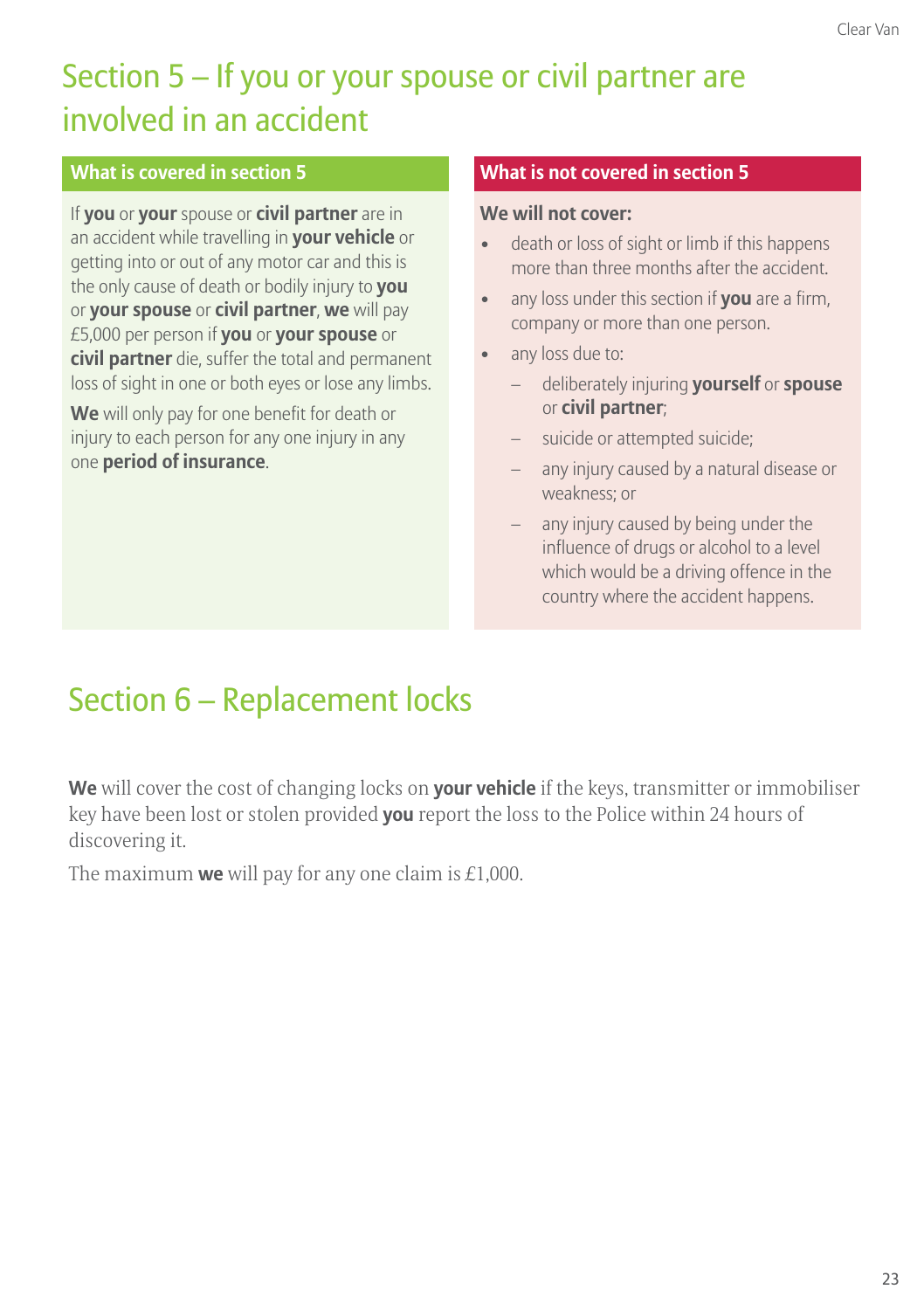# Section 5 – If you or your spouse or civil partner are involved in an accident

### What is covered in section 5

If **you** or **your** spouse or **civil partner** are in an accident while travelling in **your vehicle** or getting into or out of any motor car and this is the only cause of death or bodily injury to **you** or **your spouse** or **civil partner**, **we** will pay £5,000 per person if **you** or **your spouse** or **civil partner** die, suffer the total and permanent loss of sight in one or both eyes or lose any limbs.

**We** will only pay for one benefit for death or injury to each person for any one injury in any one **period of insurance**.

### What is not covered in section 5

**We will not cover:**

- death or loss of sight or limb if this happens more than three months after the accident.
- any loss under this section if **you** are a firm, company or more than one person.
- any loss due to:
  - deliberately injuring **yourself** or **spouse** or **civil partner**;
  - suicide or attempted suicide;
  - any injury caused by a natural disease or weakness; or
  - any injury caused by being under the influence of drugs or alcohol to a level which would be a driving offence in the country where the accident happens.

# Section 6 – Replacement locks

**We** will cover the cost of changing locks on **your vehicle** if the keys, transmitter or immobiliser key have been lost or stolen provided **you** report the loss to the Police within 24 hours of discovering it.

The maximum **we** will pay for any one claim is £1,000.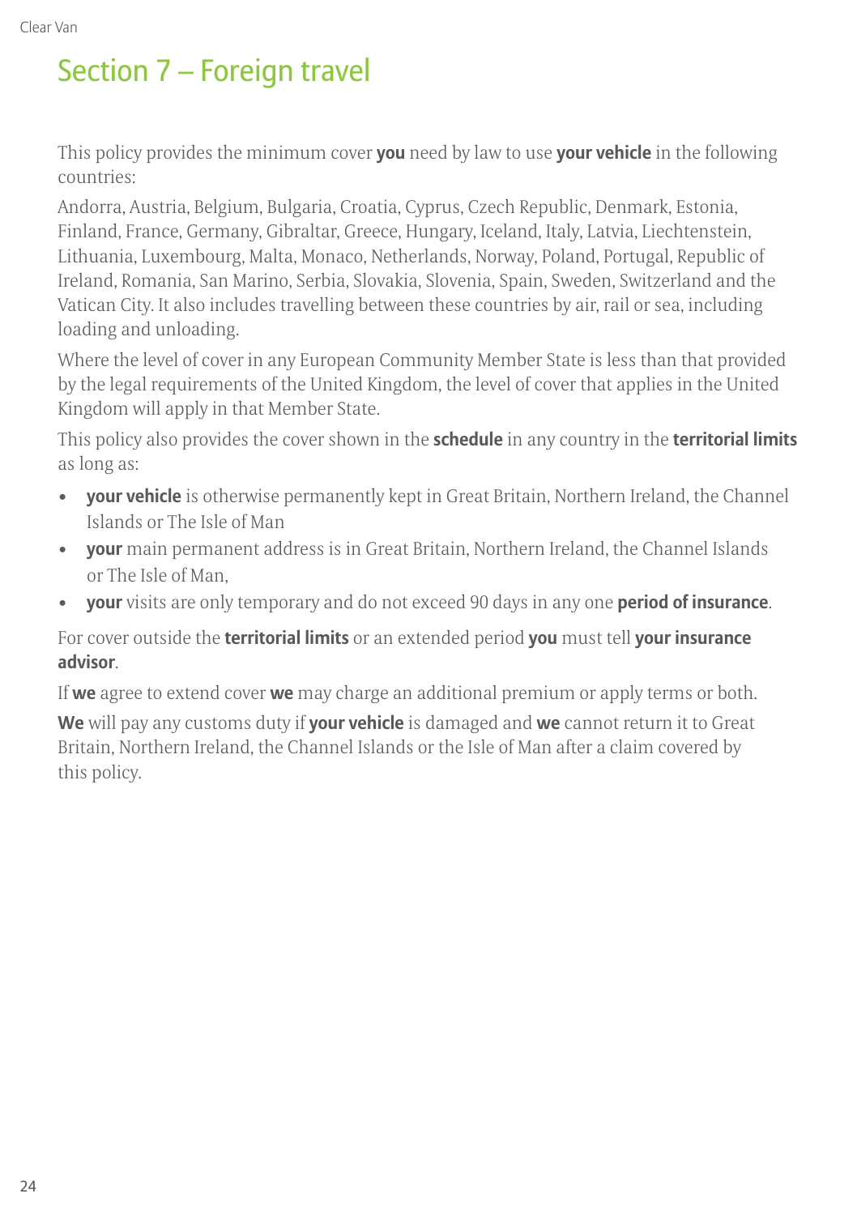# Section 7 – Foreign travel

This policy provides the minimum cover **you** need by law to use **your vehicle** in the following countries:

Andorra, Austria, Belgium, Bulgaria, Croatia, Cyprus, Czech Republic, Denmark, Estonia, Finland, France, Germany, Gibraltar, Greece, Hungary, Iceland, Italy, Latvia, Liechtenstein, Lithuania, Luxembourg, Malta, Monaco, Netherlands, Norway, Poland, Portugal, Republic of Ireland, Romania, San Marino, Serbia, Slovakia, Slovenia, Spain, Sweden, Switzerland and the Vatican City. It also includes travelling between these countries by air, rail or sea, including loading and unloading.

Where the level of cover in any European Community Member State is less than that provided by the legal requirements of the United Kingdom, the level of cover that applies in the United Kingdom will apply in that Member State.

This policy also provides the cover shown in the **schedule** in any country in the **territorial limits** as long as:

- **your vehicle** is otherwise permanently kept in Great Britain, Northern Ireland, the Channel Islands or The Isle of Man
- **your** main permanent address is in Great Britain, Northern Ireland, the Channel Islands or The Isle of Man,
- **your** visits are only temporary and do not exceed 90 days in any one **period of insurance**.

For cover outside the **territorial limits** or an extended period **you** must tell **your insurance advisor**.

If **we** agree to extend cover **we** may charge an additional premium or apply terms or both.

**We** will pay any customs duty if **your vehicle** is damaged and **we** cannot return it to Great Britain, Northern Ireland, the Channel Islands or the Isle of Man after a claim covered by this policy.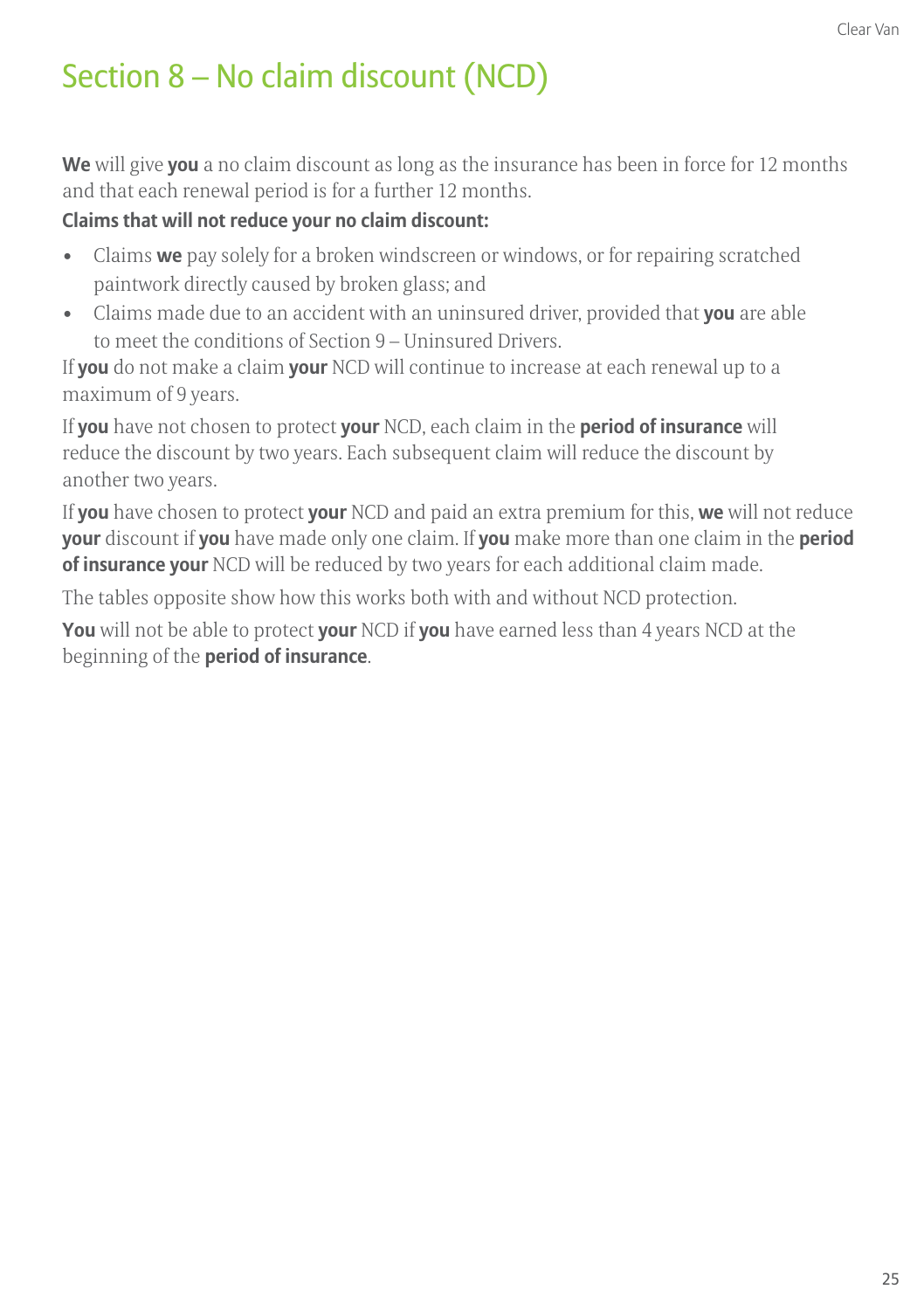# Section 8 – No claim discount (NCD)

**We** will give **you** a no claim discount as long as the insurance has been in force for 12 months and that each renewal period is for a further 12 months.

**Claims that will not reduce your no claim discount:**

- Claims **we** pay solely for a broken windscreen or windows, or for repairing scratched paintwork directly caused by broken glass; and
- Claims made due to an accident with an uninsured driver, provided that **you** are able to meet the conditions of Section 9 – Uninsured Drivers.

If **you** do not make a claim **your** NCD will continue to increase at each renewal up to a maximum of 9 years.

If **you** have not chosen to protect **your** NCD, each claim in the **period of insurance** will reduce the discount by two years. Each subsequent claim will reduce the discount by another two years.

If **you** have chosen to protect **your** NCD and paid an extra premium for this, **we** will not reduce **your** discount if **you** have made only one claim. If **you** make more than one claim in the **period of insurance your** NCD will be reduced by two years for each additional claim made.

The tables opposite show how this works both with and without NCD protection.

**You** will not be able to protect **your** NCD if **you** have earned less than 4 years NCD at the beginning of the **period of insurance**.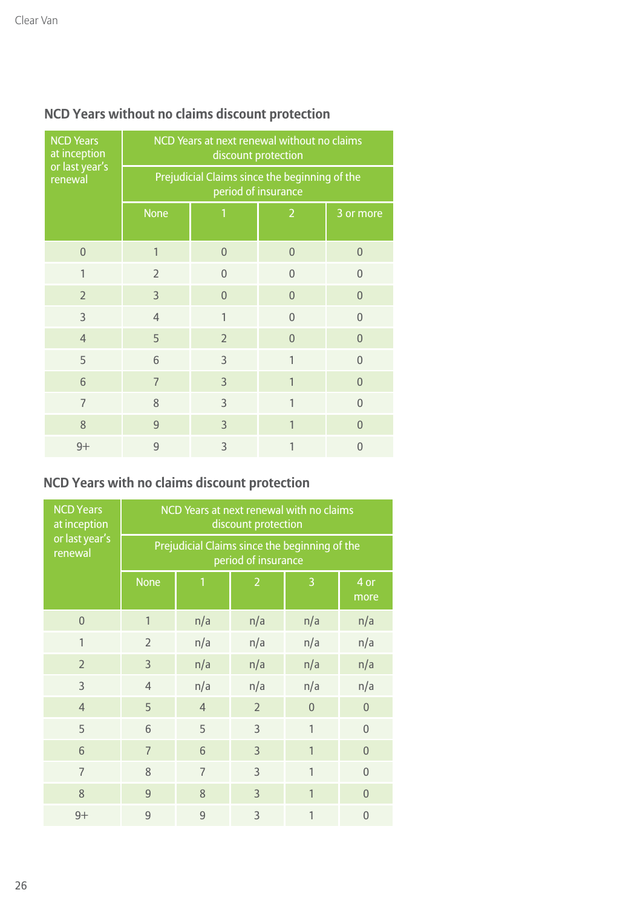## NCD Years without no claims discount protection

| NCD Years at inception or last year's renewal | NCD Years at next renewal without no claims discount protection | | | |
|---|---|---|---|---|
| | Prejudicial Claims since the beginning of the period of insurance | | | |
| | None | 1 | 2 | 3 or more |
| 0 | 1 | 0 | 0 | 0 |
| 1 | 2 | 0 | 0 | 0 |
| 2 | 3 | 0 | 0 | 0 |
| 3 | 4 | 1 | 0 | 0 |
| 4 | 5 | 2 | 0 | 0 |
| 5 | 6 | 3 | 1 | 0 |
| 6 | 7 | 3 | 1 | 0 |
| 7 | 8 | 3 | 1 | 0 |
| 8 | 9 | 3 | 1 | 0 |
| 9+ | 9 | 3 | 1 | 0 |

## NCD Years with no claims discount protection

| NCD Years at inception or last year's renewal | NCD Years at next renewal with no claims discount protection | | | | |
|---|---|---|---|---|---|
| | Prejudicial Claims since the beginning of the period of insurance | | | | |
| | None | 1 | 2 | 3 | 4 or more |
| 0 | 1 | n/a | n/a | n/a | n/a |
| 1 | 2 | n/a | n/a | n/a | n/a |
| 2 | 3 | n/a | n/a | n/a | n/a |
| 3 | 4 | n/a | n/a | n/a | n/a |
| 4 | 5 | 4 | 2 | 0 | 0 |
| 5 | 6 | 5 | 3 | 1 | 0 |
| 6 | 7 | 6 | 3 | 1 | 0 |
| 7 | 8 | 7 | 3 | 1 | 0 |
| 8 | 9 | 8 | 3 | 1 | 0 |
| 9+ | 9 | 9 | 3 | 1 | 0 |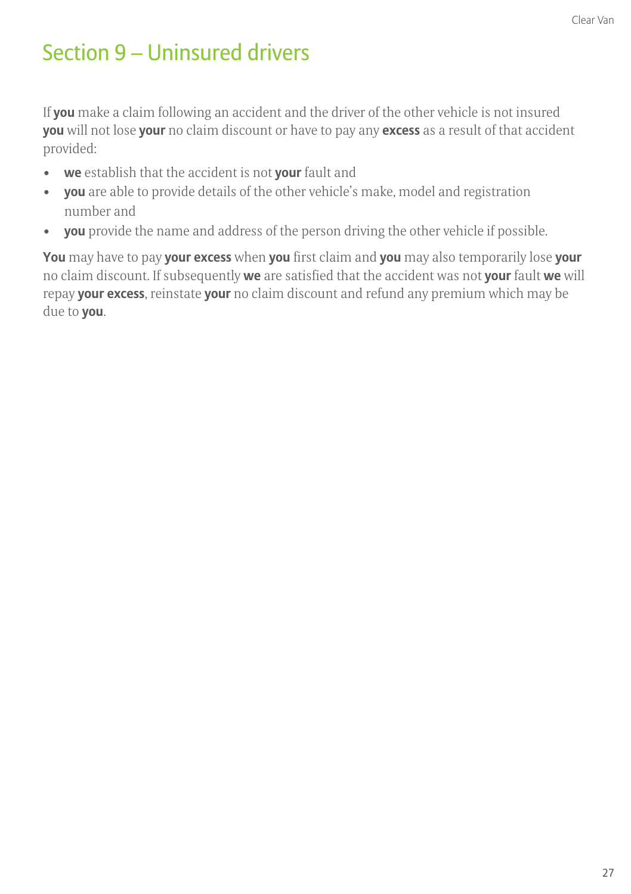# Section 9 – Uninsured drivers

If **you** make a claim following an accident and the driver of the other vehicle is not insured **you** will not lose **your** no claim discount or have to pay any **excess** as a result of that accident provided:

- **we** establish that the accident is not **your** fault and
- **you** are able to provide details of the other vehicle's make, model and registration number and
- **you** provide the name and address of the person driving the other vehicle if possible.

**You** may have to pay **your excess** when **you** first claim and **you** may also temporarily lose **your** no claim discount. If subsequently **we** are satisfied that the accident was not **your** fault **we** will repay **your excess**, reinstate **your** no claim discount and refund any premium which may be due to **you**.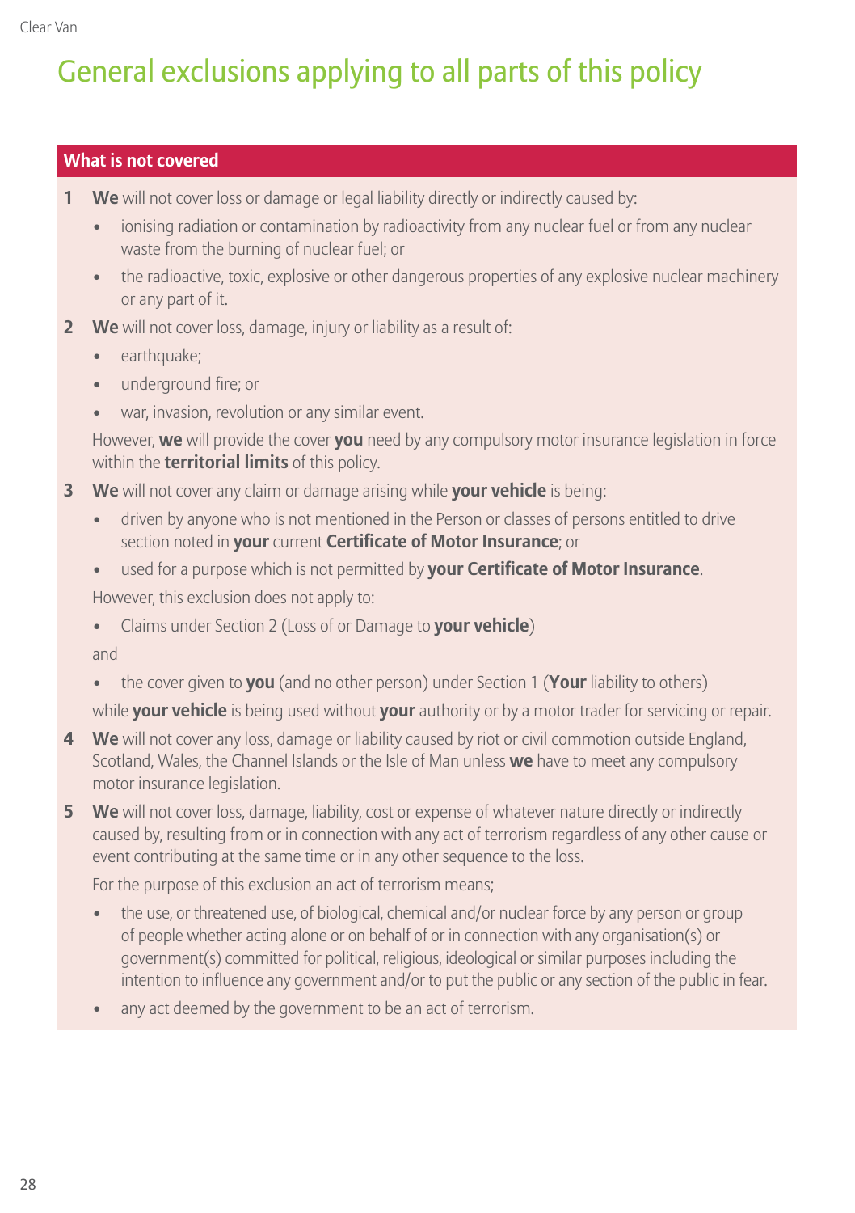# General exclusions applying to all parts of this policy

## What is not covered

1. **We** will not cover loss or damage or legal liability directly or indirectly caused by:
   - ionising radiation or contamination by radioactivity from any nuclear fuel or from any nuclear waste from the burning of nuclear fuel; or
   - the radioactive, toxic, explosive or other dangerous properties of any explosive nuclear machinery or any part of it.
2. **We** will not cover loss, damage, injury or liability as a result of:
   - earthquake;
   - underground fire; or
   - war, invasion, revolution or any similar event.

   However, **we** will provide the cover **you** need by any compulsory motor insurance legislation in force within the **territorial limits** of this policy.
3. **We** will not cover any claim or damage arising while **your vehicle** is being:
   - driven by anyone who is not mentioned in the Person or classes of persons entitled to drive section noted in **your** current **Certificate of Motor Insurance**; or
   - used for a purpose which is not permitted by **your Certificate of Motor Insurance**.

   However, this exclusion does not apply to:
   - Claims under Section 2 (Loss of or Damage to **your vehicle**)

   and
   - the cover given to **you** (and no other person) under Section 1 (**Your** liability to others)

   while **your vehicle** is being used without **your** authority or by a motor trader for servicing or repair.
4. **We** will not cover any loss, damage or liability caused by riot or civil commotion outside England, Scotland, Wales, the Channel Islands or the Isle of Man unless **we** have to meet any compulsory motor insurance legislation.
5. **We** will not cover loss, damage, liability, cost or expense of whatever nature directly or indirectly caused by, resulting from or in connection with any act of terrorism regardless of any other cause or event contributing at the same time or in any other sequence to the loss.

   For the purpose of this exclusion an act of terrorism means;
   - the use, or threatened use, of biological, chemical and/or nuclear force by any person or group of people whether acting alone or on behalf of or in connection with any organisation(s) or government(s) committed for political, religious, ideological or similar purposes including the intention to influence any government and/or to put the public or any section of the public in fear.
   - any act deemed by the government to be an act of terrorism.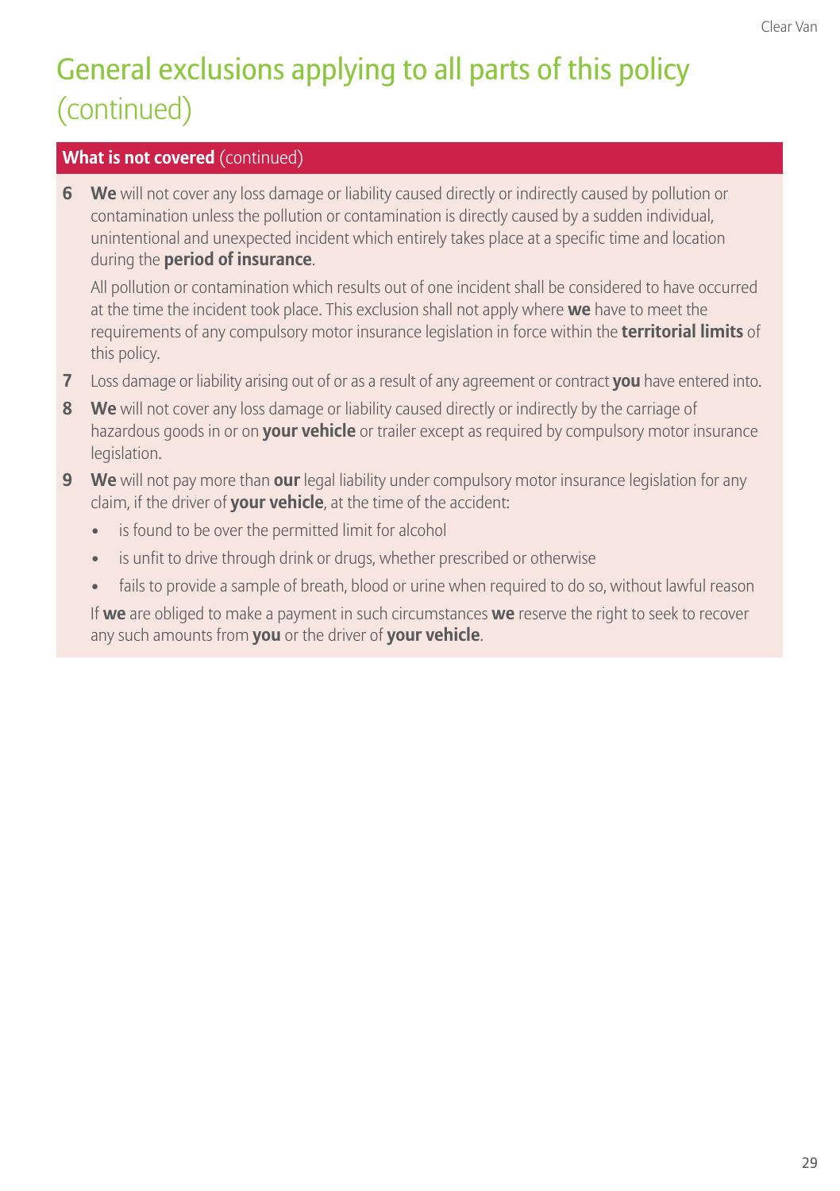# General exclusions applying to all parts of this policy (continued)

## What is not covered (continued)

6. **We** will not cover any loss damage or liability caused directly or indirectly caused by pollution or contamination unless the pollution or contamination is directly caused by a sudden individual, unintentional and unexpected incident which entirely takes place at a specific time and location during the **period of insurance**.

   All pollution or contamination which results out of one incident shall be considered to have occurred at the time the incident took place. This exclusion shall not apply where **we** have to meet the requirements of any compulsory motor insurance legislation in force within the **territorial limits** of this policy.

7. Loss damage or liability arising out of or as a result of any agreement or contract **you** have entered into.

8. **We** will not cover any loss damage or liability caused directly or indirectly by the carriage of hazardous goods in or on **your vehicle** or trailer except as required by compulsory motor insurance legislation.

9. **We** will not pay more than **our** legal liability under compulsory motor insurance legislation for any claim, if the driver of **your vehicle**, at the time of the accident:

   - is found to be over the permitted limit for alcohol
   - is unfit to drive through drink or drugs, whether prescribed or otherwise
   - fails to provide a sample of breath, blood or urine when required to do so, without lawful reason

   If **we** are obliged to make a payment in such circumstances **we** reserve the right to seek to recover any such amounts from **you** or the driver of **your vehicle**.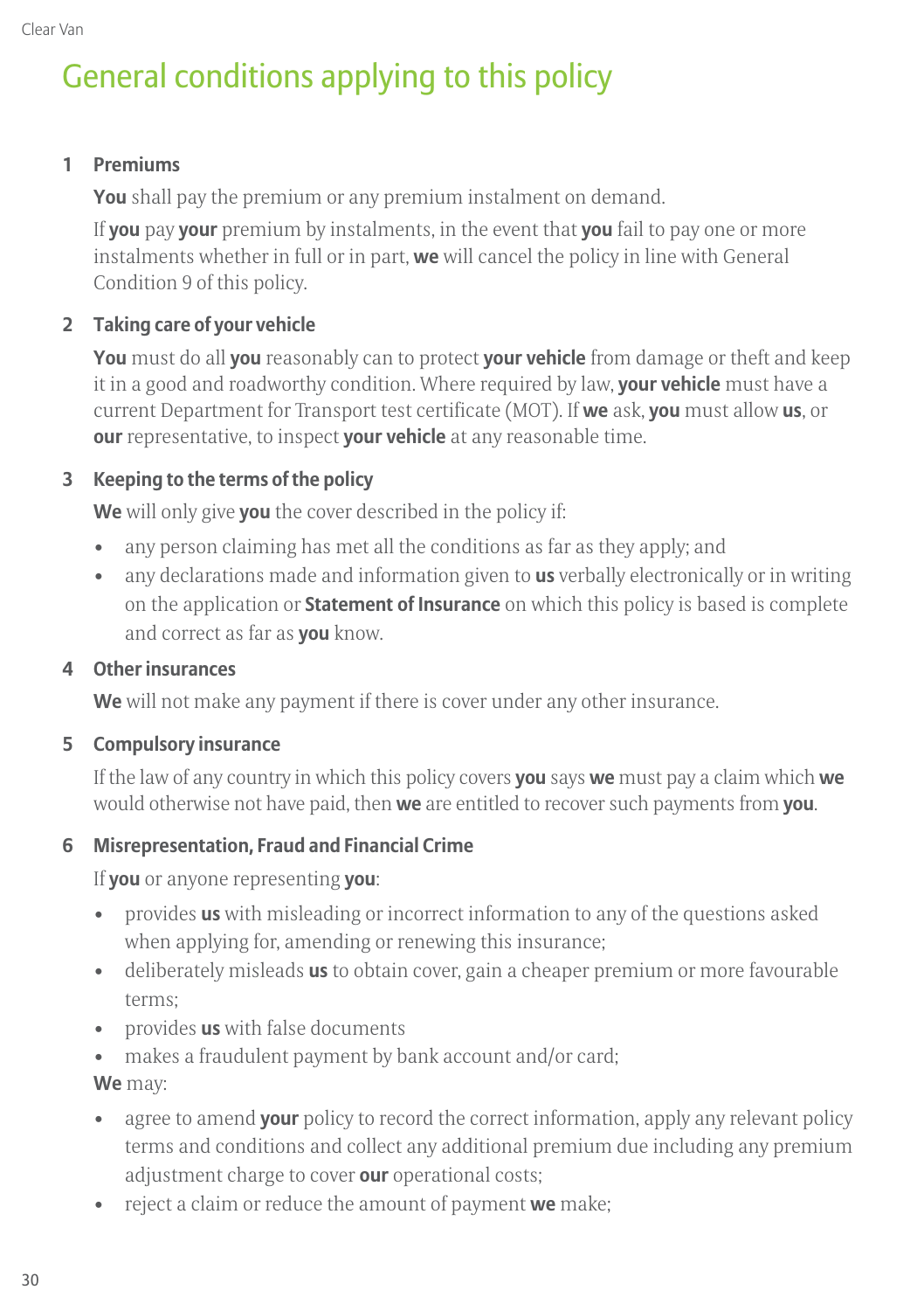# General conditions applying to this policy

### 1 Premiums

**You** shall pay the premium or any premium instalment on demand.

If **you** pay **your** premium by instalments, in the event that **you** fail to pay one or more instalments whether in full or in part, **we** will cancel the policy in line with General Condition 9 of this policy.

### 2 Taking care of your vehicle

**You** must do all **you** reasonably can to protect **your vehicle** from damage or theft and keep it in a good and roadworthy condition. Where required by law, **your vehicle** must have a current Department for Transport test certificate (MOT). If **we** ask, **you** must allow **us**, or **our** representative, to inspect **your vehicle** at any reasonable time.

### 3 Keeping to the terms of the policy

**We** will only give **you** the cover described in the policy if:

- any person claiming has met all the conditions as far as they apply; and
- any declarations made and information given to **us** verbally electronically or in writing on the application or **Statement of Insurance** on which this policy is based is complete and correct as far as **you** know.

### 4 Other insurances

**We** will not make any payment if there is cover under any other insurance.

### 5 Compulsory insurance

If the law of any country in which this policy covers **you** says **we** must pay a claim which **we** would otherwise not have paid, then **we** are entitled to recover such payments from **you**.

### 6 Misrepresentation, Fraud and Financial Crime

If **you** or anyone representing **you**:

- provides **us** with misleading or incorrect information to any of the questions asked when applying for, amending or renewing this insurance;
- deliberately misleads **us** to obtain cover, gain a cheaper premium or more favourable terms;
- provides **us** with false documents
- makes a fraudulent payment by bank account and/or card;

**We** may:

- agree to amend **your** policy to record the correct information, apply any relevant policy terms and conditions and collect any additional premium due including any premium adjustment charge to cover **our** operational costs;
- reject a claim or reduce the amount of payment **we** make;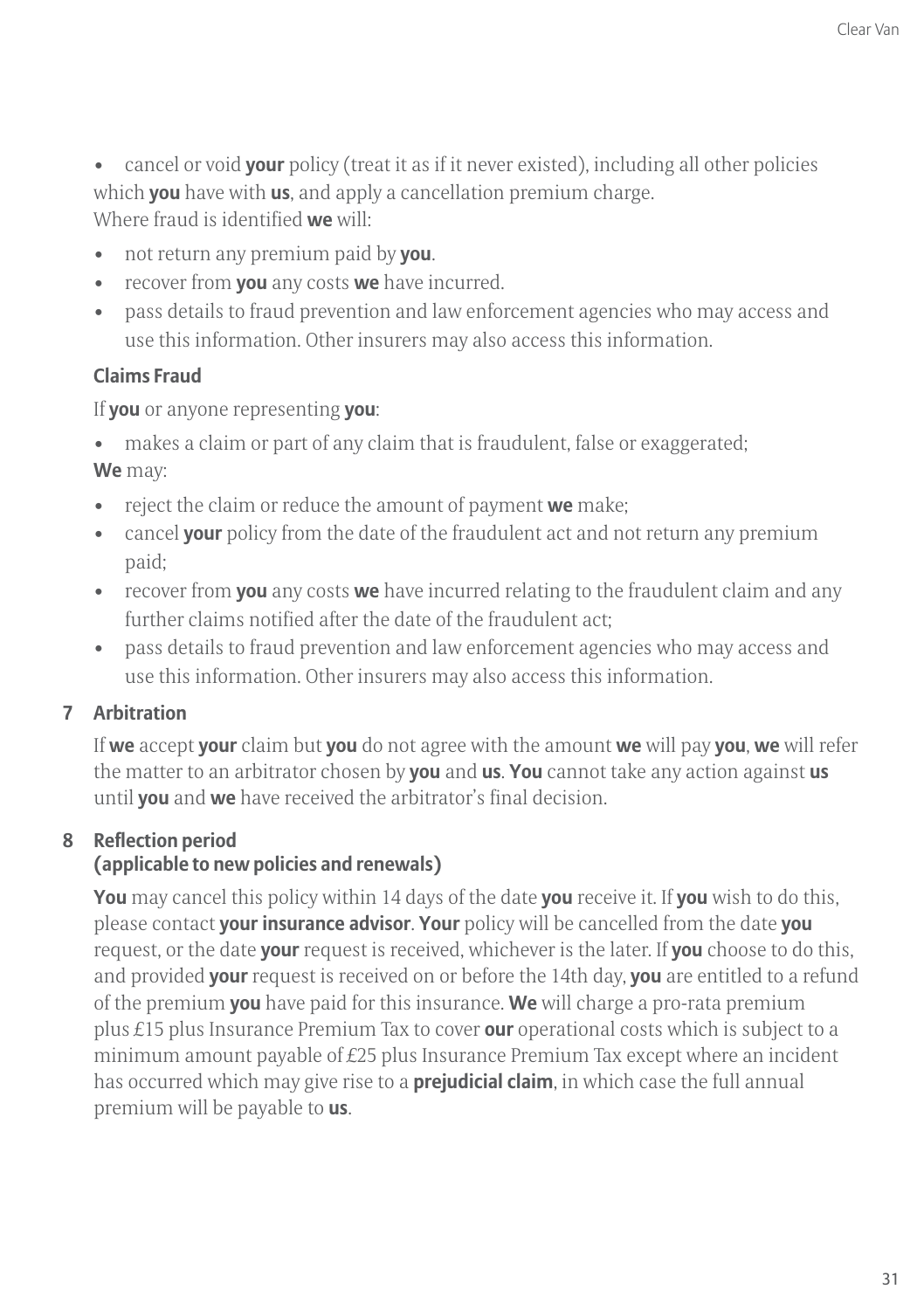- cancel or void **your** policy (treat it as if it never existed), including all other policies which **you** have with **us**, and apply a cancellation premium charge.

Where fraud is identified **we** will:

- not return any premium paid by **you**.
- recover from **you** any costs **we** have incurred.
- pass details to fraud prevention and law enforcement agencies who may access and use this information. Other insurers may also access this information.

**Claims Fraud**

If **you** or anyone representing **you**:

- makes a claim or part of any claim that is fraudulent, false or exaggerated;

**We** may:

- reject the claim or reduce the amount of payment **we** make;
- cancel **your** policy from the date of the fraudulent act and not return any premium paid;
- recover from **you** any costs **we** have incurred relating to the fraudulent claim and any further claims notified after the date of the fraudulent act;
- pass details to fraud prevention and law enforcement agencies who may access and use this information. Other insurers may also access this information.

## 7 Arbitration

If **we** accept **your** claim but **you** do not agree with the amount **we** will pay **you**, **we** will refer the matter to an arbitrator chosen by **you** and **us**. **You** cannot take any action against **us** until **you** and **we** have received the arbitrator's final decision.

## 8 Reflection period (applicable to new policies and renewals)

**You** may cancel this policy within 14 days of the date **you** receive it. If **you** wish to do this, please contact **your insurance advisor**. **Your** policy will be cancelled from the date **you** request, or the date **your** request is received, whichever is the later. If **you** choose to do this, and provided **your** request is received on or before the 14th day, **you** are entitled to a refund of the premium **you** have paid for this insurance. **We** will charge a pro-rata premium plus £15 plus Insurance Premium Tax to cover **our** operational costs which is subject to a minimum amount payable of £25 plus Insurance Premium Tax except where an incident has occurred which may give rise to a **prejudicial claim**, in which case the full annual premium will be payable to **us**.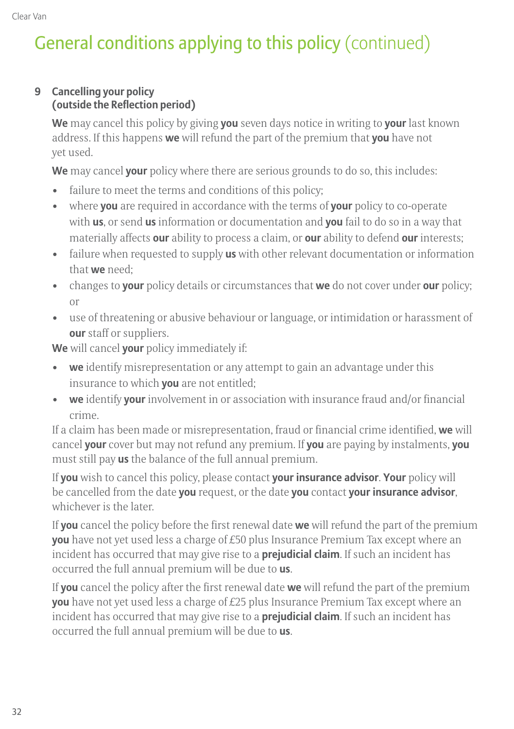# General conditions applying to this policy (continued)

## 9 Cancelling your policy (outside the Reflection period)

**We** may cancel this policy by giving **you** seven days notice in writing to **your** last known address. If this happens **we** will refund the part of the premium that **you** have not yet used.

**We** may cancel **your** policy where there are serious grounds to do so, this includes:

- failure to meet the terms and conditions of this policy;
- where **you** are required in accordance with the terms of **your** policy to co-operate with **us**, or send **us** information or documentation and **you** fail to do so in a way that materially affects **our** ability to process a claim, or **our** ability to defend **our** interests;
- failure when requested to supply **us** with other relevant documentation or information that **we** need;
- changes to **your** policy details or circumstances that **we** do not cover under **our** policy; or
- use of threatening or abusive behaviour or language, or intimidation or harassment of **our** staff or suppliers.

**We** will cancel **your** policy immediately if:

- **we** identify misrepresentation or any attempt to gain an advantage under this insurance to which **you** are not entitled;
- **we** identify **your** involvement in or association with insurance fraud and/or financial crime.

If a claim has been made or misrepresentation, fraud or financial crime identified, **we** will cancel **your** cover but may not refund any premium. If **you** are paying by instalments, **you** must still pay **us** the balance of the full annual premium.

If **you** wish to cancel this policy, please contact **your insurance advisor**. **Your** policy will be cancelled from the date **you** request, or the date **you** contact **your insurance advisor**, whichever is the later.

If **you** cancel the policy before the first renewal date **we** will refund the part of the premium **you** have not yet used less a charge of £50 plus Insurance Premium Tax except where an incident has occurred that may give rise to a **prejudicial claim**. If such an incident has occurred the full annual premium will be due to **us**.

If **you** cancel the policy after the first renewal date **we** will refund the part of the premium **you** have not yet used less a charge of £25 plus Insurance Premium Tax except where an incident has occurred that may give rise to a **prejudicial claim**. If such an incident has occurred the full annual premium will be due to **us**.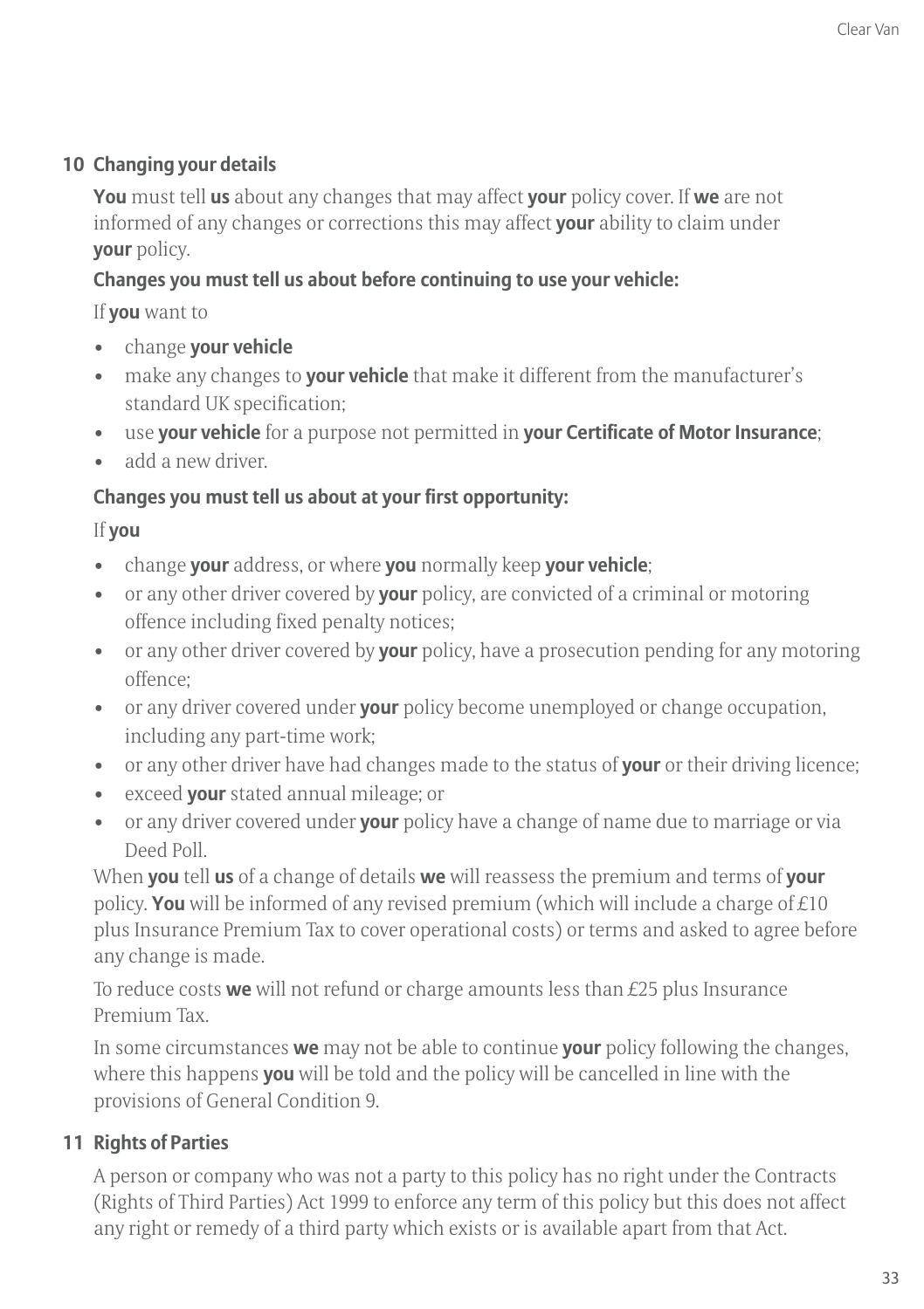## 10 Changing your details

**You** must tell **us** about any changes that may affect **your** policy cover. If **we** are not informed of any changes or corrections this may affect **your** ability to claim under **your** policy.

**Changes you must tell us about before continuing to use your vehicle:**

If **you** want to

- change **your vehicle**
- make any changes to **your vehicle** that make it different from the manufacturer's standard UK specification;
- use **your vehicle** for a purpose not permitted in **your Certificate of Motor Insurance**;
- add a new driver.

**Changes you must tell us about at your first opportunity:**

If **you**

- change **your** address, or where **you** normally keep **your vehicle**;
- or any other driver covered by **your** policy, are convicted of a criminal or motoring offence including fixed penalty notices;
- or any other driver covered by **your** policy, have a prosecution pending for any motoring offence;
- or any driver covered under **your** policy become unemployed or change occupation, including any part-time work;
- or any other driver have had changes made to the status of **your** or their driving licence;
- exceed **your** stated annual mileage; or
- or any driver covered under **your** policy have a change of name due to marriage or via Deed Poll.

When **you** tell **us** of a change of details **we** will reassess the premium and terms of **your** policy. **You** will be informed of any revised premium (which will include a charge of £10 plus Insurance Premium Tax to cover operational costs) or terms and asked to agree before any change is made.

To reduce costs **we** will not refund or charge amounts less than £25 plus Insurance Premium Tax.

In some circumstances **we** may not be able to continue **your** policy following the changes, where this happens **you** will be told and the policy will be cancelled in line with the provisions of General Condition 9.

## 11 Rights of Parties

A person or company who was not a party to this policy has no right under the Contracts (Rights of Third Parties) Act 1999 to enforce any term of this policy but this does not affect any right or remedy of a third party which exists or is available apart from that Act.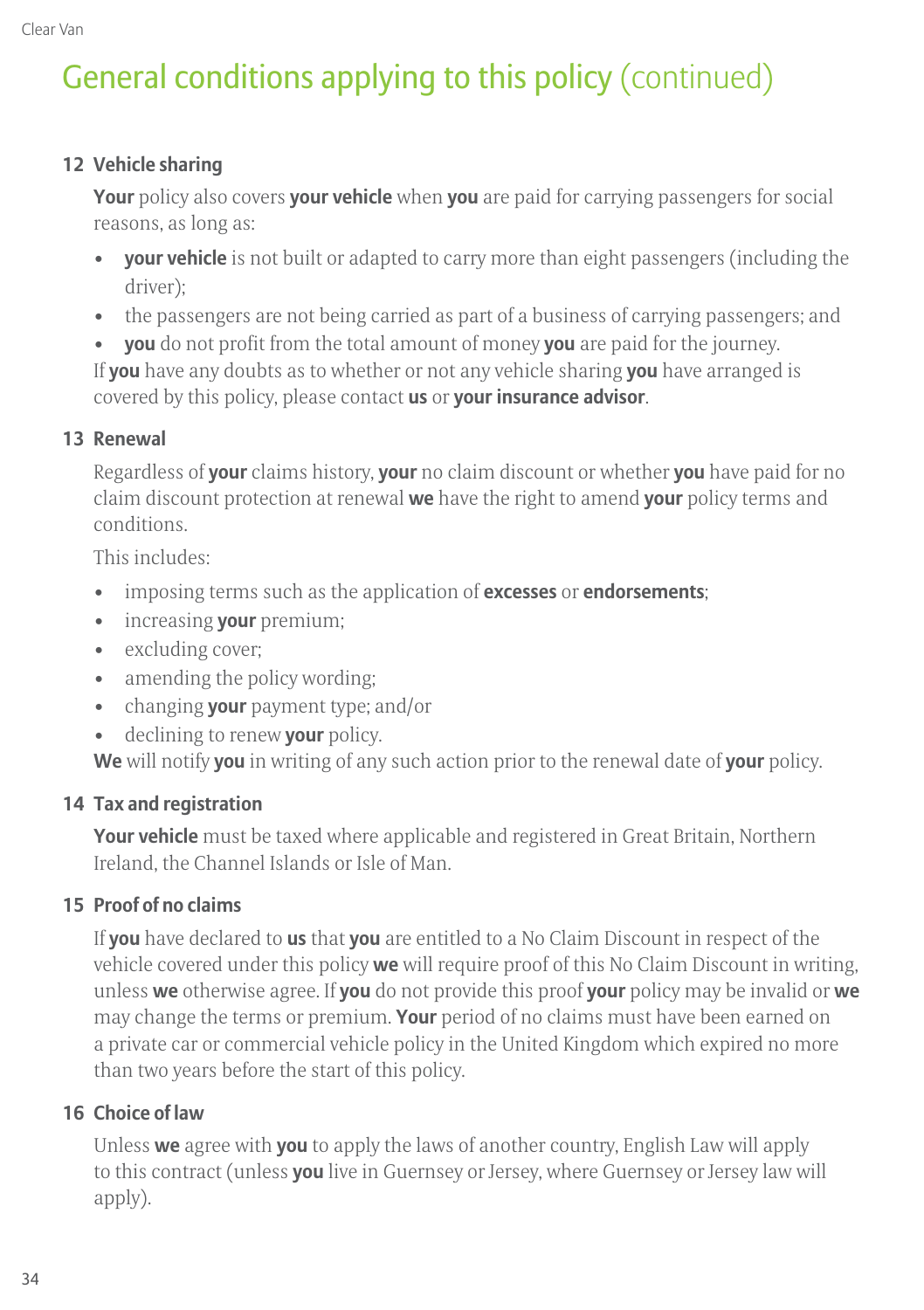# General conditions applying to this policy (continued)

## 12 Vehicle sharing

**Your** policy also covers **your vehicle** when **you** are paid for carrying passengers for social reasons, as long as:

- **your vehicle** is not built or adapted to carry more than eight passengers (including the driver);
- the passengers are not being carried as part of a business of carrying passengers; and
- **you** do not profit from the total amount of money **you** are paid for the journey.

If **you** have any doubts as to whether or not any vehicle sharing **you** have arranged is covered by this policy, please contact **us** or **your insurance advisor**.

## 13 Renewal

Regardless of **your** claims history, **your** no claim discount or whether **you** have paid for no claim discount protection at renewal **we** have the right to amend **your** policy terms and conditions.

This includes:

- imposing terms such as the application of **excesses** or **endorsements**;
- increasing **your** premium;
- excluding cover;
- amending the policy wording;
- changing **your** payment type; and/or
- declining to renew **your** policy.

**We** will notify **you** in writing of any such action prior to the renewal date of **your** policy.

## 14 Tax and registration

**Your vehicle** must be taxed where applicable and registered in Great Britain, Northern Ireland, the Channel Islands or Isle of Man.

## 15 Proof of no claims

If **you** have declared to **us** that **you** are entitled to a No Claim Discount in respect of the vehicle covered under this policy **we** will require proof of this No Claim Discount in writing, unless **we** otherwise agree. If **you** do not provide this proof **your** policy may be invalid or **we** may change the terms or premium. **Your** period of no claims must have been earned on a private car or commercial vehicle policy in the United Kingdom which expired no more than two years before the start of this policy.

## 16 Choice of law

Unless **we** agree with **you** to apply the laws of another country, English Law will apply to this contract (unless **you** live in Guernsey or Jersey, where Guernsey or Jersey law will apply).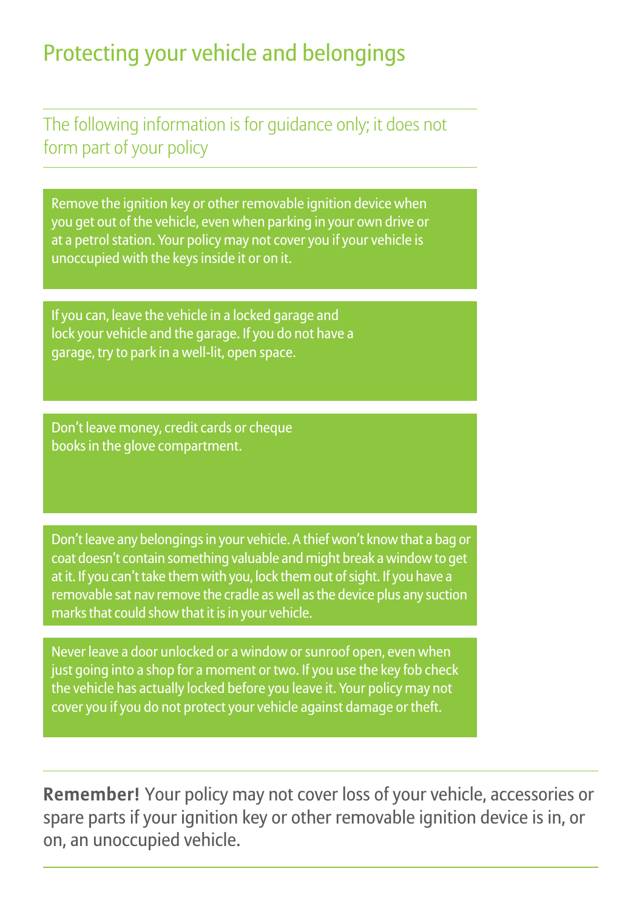# Protecting your vehicle and belongings

The following information is for guidance only; it does not form part of your policy

Remove the ignition key or other removable ignition device when you get out of the vehicle, even when parking in your own drive or at a petrol station. Your policy may not cover you if your vehicle is unoccupied with the keys inside it or on it.

If you can, leave the vehicle in a locked garage and lock your vehicle and the garage. If you do not have a garage, try to park in a well-lit, open space.

Don't leave money, credit cards or cheque books in the glove compartment.

Don't leave any belongings in your vehicle. A thief won't know that a bag or coat doesn't contain something valuable and might break a window to get at it. If you can't take them with you, lock them out of sight. If you have a removable sat nav remove the cradle as well as the device plus any suction marks that could show that it is in your vehicle.

Never leave a door unlocked or a window or sunroof open, even when just going into a shop for a moment or two. If you use the key fob check the vehicle has actually locked before you leave it. Your policy may not cover you if you do not protect your vehicle against damage or theft.

**Remember!** Your policy may not cover loss of your vehicle, accessories or spare parts if your ignition key or other removable ignition device is in, or on, an unoccupied vehicle.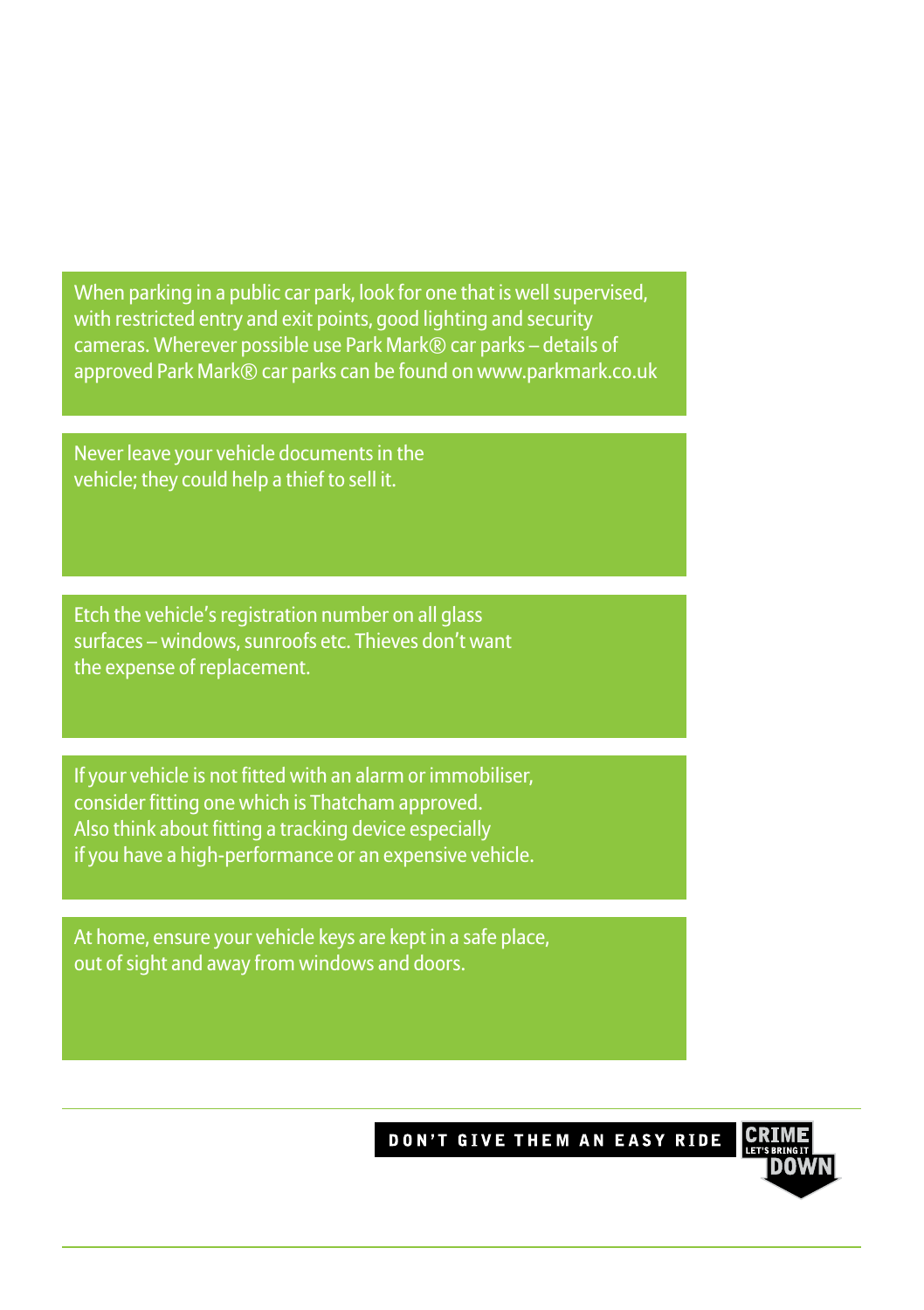When parking in a public car park, look for one that is well supervised, with restricted entry and exit points, good lighting and security cameras. Wherever possible use Park Mark® car parks – details of approved Park Mark® car parks can be found on www.parkmark.co.uk

Never leave your vehicle documents in the vehicle; they could help a thief to sell it.

Etch the vehicle's registration number on all glass surfaces – windows, sunroofs etc. Thieves don't want the expense of replacement.

If your vehicle is not fitted with an alarm or immobiliser, consider fitting one which is Thatcham approved. Also think about fitting a tracking device especially if you have a high-performance or an expensive vehicle.

At home, ensure your vehicle keys are kept in a safe place, out of sight and away from windows and doors.

**DON'T GIVE THEM AN EASY RIDE**

CRIME LET'S BRING IT DOWN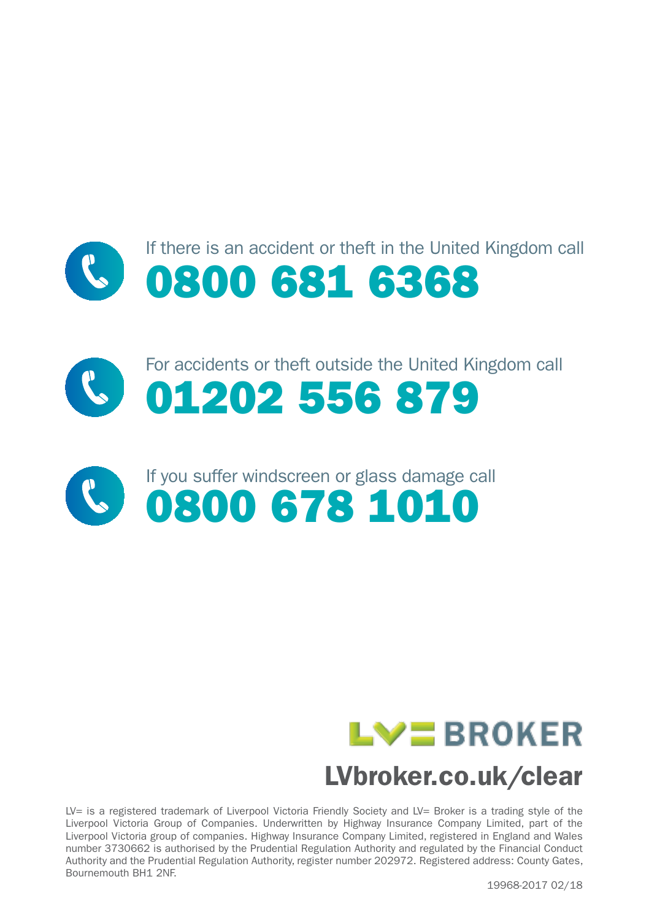If there is an accident or theft in the United Kingdom call

**0800 681 6368**

For accidents or theft outside the United Kingdom call

**01202 556 879**

If you suffer windscreen or glass damage call

**0800 678 1010**

LV= BROKER

**LVbroker.co.uk/clear**

LV= is a registered trademark of Liverpool Victoria Friendly Society and LV= Broker is a trading style of the Liverpool Victoria Group of Companies. Underwritten by Highway Insurance Company Limited, part of the Liverpool Victoria group of companies. Highway Insurance Company Limited, registered in England and Wales number 3730662 is authorised by the Prudential Regulation Authority and regulated by the Financial Conduct Authority and the Prudential Regulation Authority, register number 202972. Registered address: County Gates, Bournemouth BH1 2NF.

19968-2017 02/18